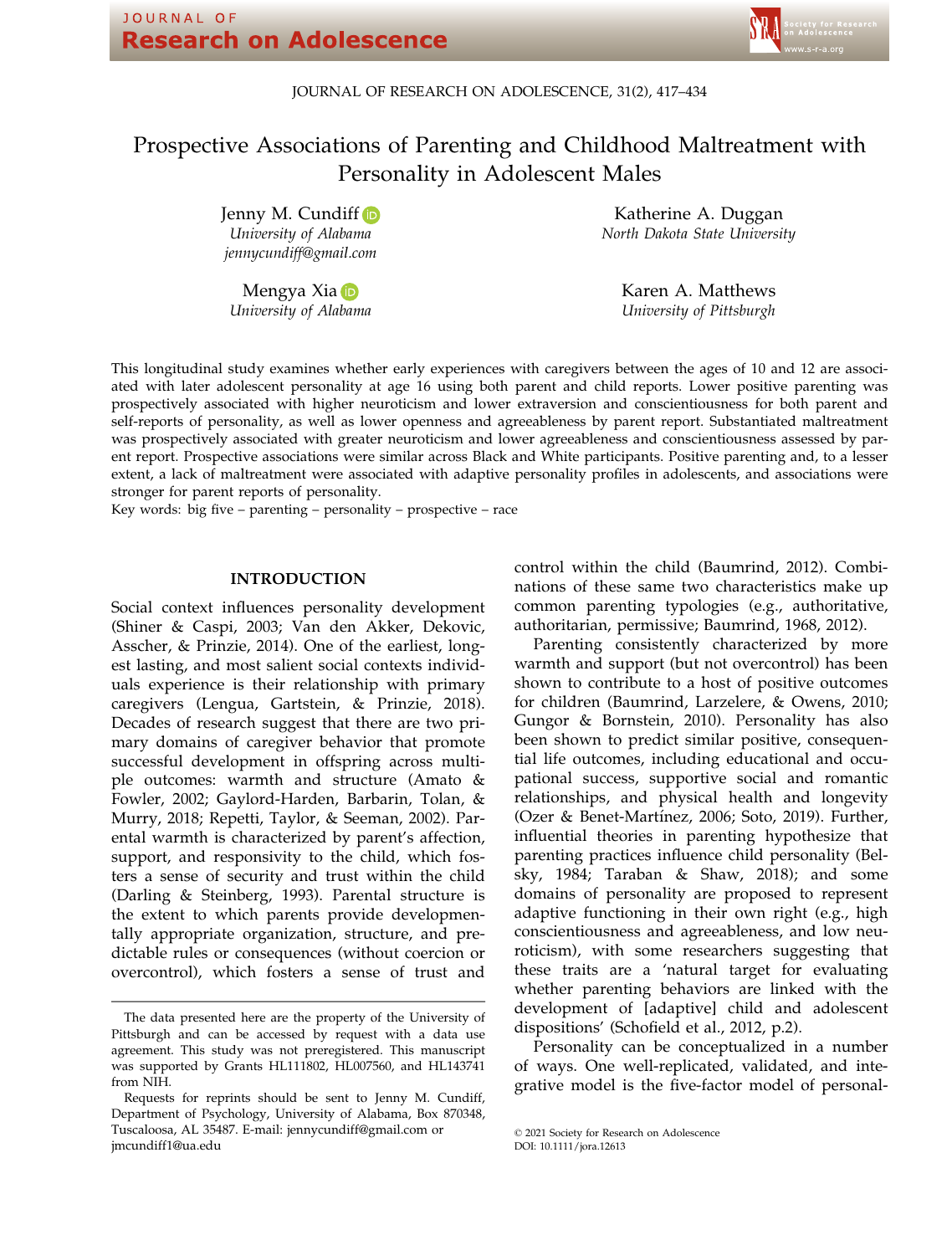# Prospective Associations of Parenting and Childhood Maltreatment with Personality in Adolescent Males

Jenny M. Cundiff
*University of Alabama*
*jennycundiff@gmail.com*

Katherine A. Duggan
*North Dakota State University*

Mengya Xia
*University of Alabama*

Karen A. Matthews
*University of Pittsburgh*

This longitudinal study examines whether early experiences with caregivers between the ages of 10 and 12 are associated with later adolescent personality at age 16 using both parent and child reports. Lower positive parenting was prospectively associated with higher neuroticism and lower extraversion and conscientiousness for both parent and self-reports of personality, as well as lower openness and agreeableness by parent report. Substantiated maltreatment was prospectively associated with greater neuroticism and lower agreeableness and conscientiousness assessed by parent report. Prospective associations were similar across Black and White participants. Positive parenting and, to a lesser extent, a lack of maltreatment were associated with adaptive personality profiles in adolescents, and associations were stronger for parent reports of personality.

Key words: big five – parenting – personality – prospective – race

## INTRODUCTION

Social context influences personality development (Shiner & Caspi, 2003; Van den Akker, Dekovic, Asscher, & Prinzie, 2014). One of the earliest, longest lasting, and most salient social contexts individuals experience is their relationship with primary caregivers (Lengua, Gartstein, & Prinzie, 2018). Decades of research suggest that there are two primary domains of caregiver behavior that promote successful development in offspring across multiple outcomes: warmth and structure (Amato & Fowler, 2002; Gaylord-Harden, Barbarin, Tolan, & Murry, 2018; Repetti, Taylor, & Seeman, 2002). Parental warmth is characterized by parent's affection, support, and responsivity to the child, which fosters a sense of security and trust within the child (Darling & Steinberg, 1993). Parental structure is the extent to which parents provide developmentally appropriate organization, structure, and predictable rules or consequences (without coercion or overcontrol), which fosters a sense of trust and control within the child (Baumrind, 2012). Combinations of these same two characteristics make up common parenting typologies (e.g., authoritative, authoritarian, permissive; Baumrind, 1968, 2012).

Parenting consistently characterized by more warmth and support (but not overcontrol) has been shown to contribute to a host of positive outcomes for children (Baumrind, Larzelere, & Owens, 2010; Gungor & Bornstein, 2010). Personality has also been shown to predict similar positive, consequential life outcomes, including educational and occupational success, supportive social and romantic relationships, and physical health and longevity (Ozer & Benet-Martínez, 2006; Soto, 2019). Further, influential theories in parenting hypothesize that parenting practices influence child personality (Belsky, 1984; Taraban & Shaw, 2018); and some domains of personality are proposed to represent adaptive functioning in their own right (e.g., high conscientiousness and agreeableness, and low neuroticism), with some researchers suggesting that these traits are a 'natural target for evaluating whether parenting behaviors are linked with the development of [adaptive] child and adolescent dispositions' (Schofield et al., 2012, p.2).

Personality can be conceptualized in a number of ways. One well-replicated, validated, and integrative model is the five-factor model of personal-

---

The data presented here are the property of the University of Pittsburgh and can be accessed by request with a data use agreement. This study was not preregistered. This manuscript was supported by Grants HL111802, HL007560, and HL143741 from NIH.

Requests for reprints should be sent to Jenny M. Cundiff, Department of Psychology, University of Alabama, Box 870348, Tuscaloosa, AL 35487. E-mail: jennycundiff@gmail.com or jmcundiff1@ua.edu

© 2021 Society for Research on Adolescence
DOI: 10.1111/jora.12613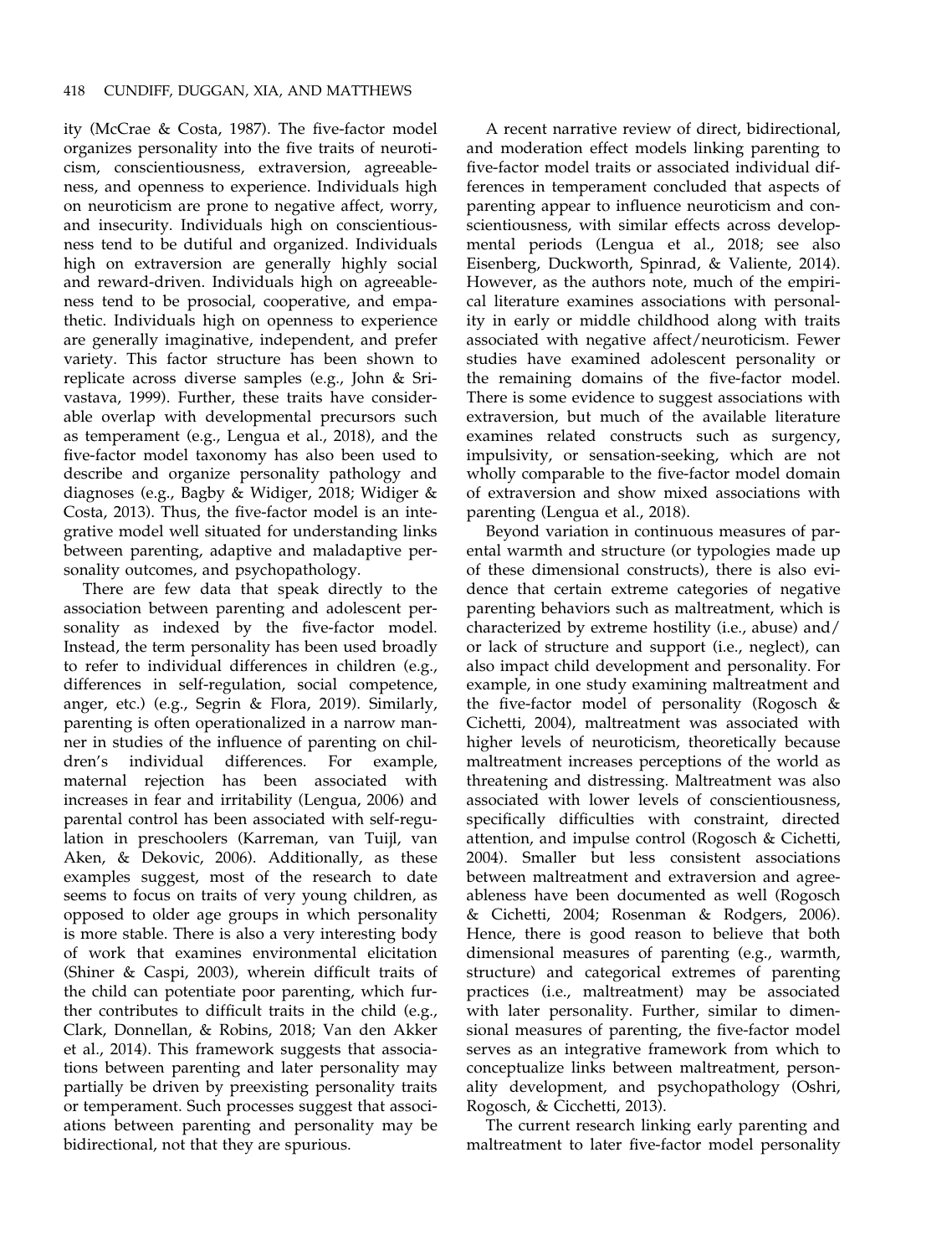ity (McCrae & Costa, 1987). The five-factor model organizes personality into the five traits of neuroticism, conscientiousness, extraversion, agreeableness, and openness to experience. Individuals high on neuroticism are prone to negative affect, worry, and insecurity. Individuals high on conscientiousness tend to be dutiful and organized. Individuals high on extraversion are generally highly social and reward-driven. Individuals high on agreeableness tend to be prosocial, cooperative, and empathetic. Individuals high on openness to experience are generally imaginative, independent, and prefer variety. This factor structure has been shown to replicate across diverse samples (e.g., John & Srivastava, 1999). Further, these traits have considerable overlap with developmental precursors such as temperament (e.g., Lengua et al., 2018), and the five-factor model taxonomy has also been used to describe and organize personality pathology and diagnoses (e.g., Bagby & Widiger, 2018; Widiger & Costa, 2013). Thus, the five-factor model is an integrative model well situated for understanding links between parenting, adaptive and maladaptive personality outcomes, and psychopathology.

There are few data that speak directly to the association between parenting and adolescent personality as indexed by the five-factor model. Instead, the term personality has been used broadly to refer to individual differences in children (e.g., differences in self-regulation, social competence, anger, etc.) (e.g., Segrin & Flora, 2019). Similarly, parenting is often operationalized in a narrow manner in studies of the influence of parenting on children's individual differences. For example, maternal rejection has been associated with increases in fear and irritability (Lengua, 2006) and parental control has been associated with self-regulation in preschoolers (Karreman, van Tuijl, van Aken, & Dekovic, 2006). Additionally, as these examples suggest, most of the research to date seems to focus on traits of very young children, as opposed to older age groups in which personality is more stable. There is also a very interesting body of work that examines environmental elicitation (Shiner & Caspi, 2003), wherein difficult traits of the child can potentiate poor parenting, which further contributes to difficult traits in the child (e.g., Clark, Donnellan, & Robins, 2018; Van den Akker et al., 2014). This framework suggests that associations between parenting and later personality may partially be driven by preexisting personality traits or temperament. Such processes suggest that associations between parenting and personality may be bidirectional, not that they are spurious.

A recent narrative review of direct, bidirectional, and moderation effect models linking parenting to five-factor model traits or associated individual differences in temperament concluded that aspects of parenting appear to influence neuroticism and conscientiousness, with similar effects across developmental periods (Lengua et al., 2018; see also Eisenberg, Duckworth, Spinrad, & Valiente, 2014). However, as the authors note, much of the empirical literature examines associations with personality in early or middle childhood along with traits associated with negative affect/neuroticism. Fewer studies have examined adolescent personality or the remaining domains of the five-factor model. There is some evidence to suggest associations with extraversion, but much of the available literature examines related constructs such as surgency, impulsivity, or sensation-seeking, which are not wholly comparable to the five-factor model domain of extraversion and show mixed associations with parenting (Lengua et al., 2018).

Beyond variation in continuous measures of parental warmth and structure (or typologies made up of these dimensional constructs), there is also evidence that certain extreme categories of negative parenting behaviors such as maltreatment, which is characterized by extreme hostility (i.e., abuse) and/or lack of structure and support (i.e., neglect), can also impact child development and personality. For example, in one study examining maltreatment and the five-factor model of personality (Rogosch & Cichetti, 2004), maltreatment was associated with higher levels of neuroticism, theoretically because maltreatment increases perceptions of the world as threatening and distressing. Maltreatment was also associated with lower levels of conscientiousness, specifically difficulties with constraint, directed attention, and impulse control (Rogosch & Cichetti, 2004). Smaller but less consistent associations between maltreatment and extraversion and agreeableness have been documented as well (Rogosch & Cichetti, 2004; Rosenman & Rodgers, 2006). Hence, there is good reason to believe that both dimensional measures of parenting (e.g., warmth, structure) and categorical extremes of parenting practices (i.e., maltreatment) may be associated with later personality. Further, similar to dimensional measures of parenting, the five-factor model serves as an integrative framework from which to conceptualize links between maltreatment, personality development, and psychopathology (Oshri, Rogosch, & Cicchetti, 2013).

The current research linking early parenting and maltreatment to later five-factor model personality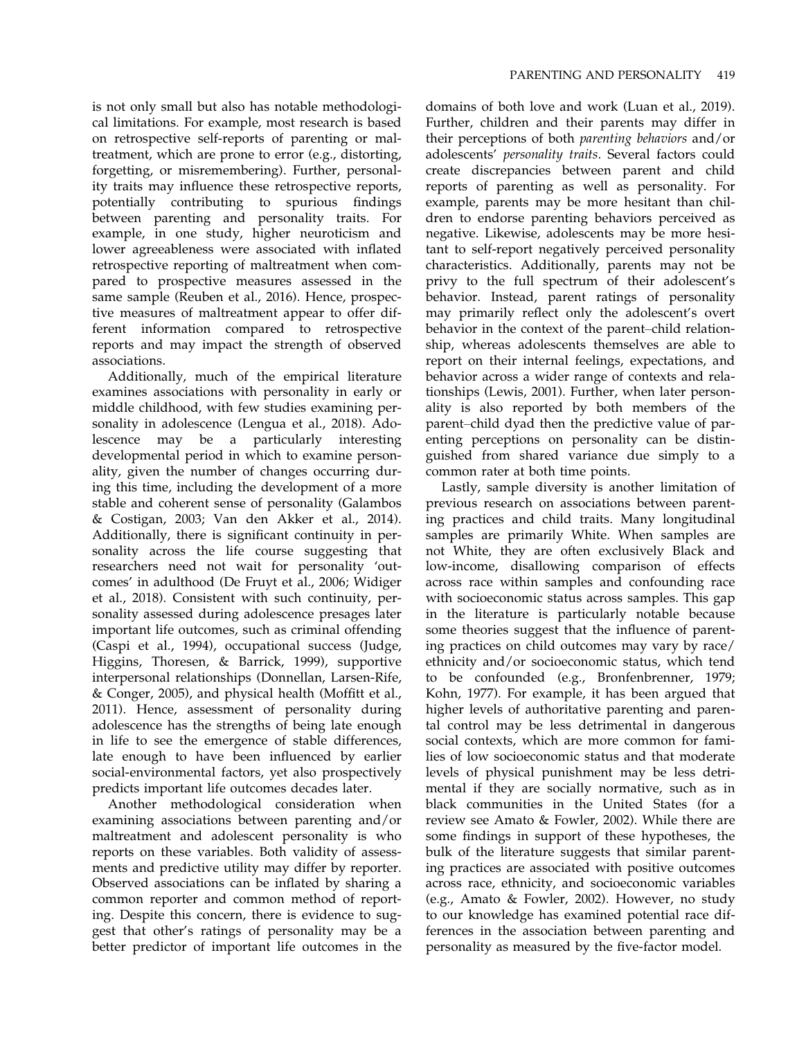is not only small but also has notable methodological limitations. For example, most research is based on retrospective self-reports of parenting or maltreatment, which are prone to error (e.g., distorting, forgetting, or misremembering). Further, personality traits may influence these retrospective reports, potentially contributing to spurious findings between parenting and personality traits. For example, in one study, higher neuroticism and lower agreeableness were associated with inflated retrospective reporting of maltreatment when compared to prospective measures assessed in the same sample (Reuben et al., 2016). Hence, prospective measures of maltreatment appear to offer different information compared to retrospective reports and may impact the strength of observed associations.

Additionally, much of the empirical literature examines associations with personality in early or middle childhood, with few studies examining personality in adolescence (Lengua et al., 2018). Adolescence may be a particularly interesting developmental period in which to examine personality, given the number of changes occurring during this time, including the development of a more stable and coherent sense of personality (Galambos & Costigan, 2003; Van den Akker et al., 2014). Additionally, there is significant continuity in personality across the life course suggesting that researchers need not wait for personality 'outcomes' in adulthood (De Fruyt et al., 2006; Widiger et al., 2018). Consistent with such continuity, personality assessed during adolescence presages later important life outcomes, such as criminal offending (Caspi et al., 1994), occupational success (Judge, Higgins, Thoresen, & Barrick, 1999), supportive interpersonal relationships (Donnellan, Larsen-Rife, & Conger, 2005), and physical health (Moffitt et al., 2011). Hence, assessment of personality during adolescence has the strengths of being late enough in life to see the emergence of stable differences, late enough to have been influenced by earlier social-environmental factors, yet also prospectively predicts important life outcomes decades later.

Another methodological consideration when examining associations between parenting and/or maltreatment and adolescent personality is who reports on these variables. Both validity of assessments and predictive utility may differ by reporter. Observed associations can be inflated by sharing a common reporter and common method of reporting. Despite this concern, there is evidence to suggest that other's ratings of personality may be a better predictor of important life outcomes in the domains of both love and work (Luan et al., 2019). Further, children and their parents may differ in their perceptions of both *parenting behaviors* and/or adolescents' *personality traits*. Several factors could create discrepancies between parent and child reports of parenting as well as personality. For example, parents may be more hesitant than children to endorse parenting behaviors perceived as negative. Likewise, adolescents may be more hesitant to self-report negatively perceived personality characteristics. Additionally, parents may not be privy to the full spectrum of their adolescent's behavior. Instead, parent ratings of personality may primarily reflect only the adolescent's overt behavior in the context of the parent–child relationship, whereas adolescents themselves are able to report on their internal feelings, expectations, and behavior across a wider range of contexts and relationships (Lewis, 2001). Further, when later personality is also reported by both members of the parent–child dyad then the predictive value of parenting perceptions on personality can be distinguished from shared variance due simply to a common rater at both time points.

Lastly, sample diversity is another limitation of previous research on associations between parenting practices and child traits. Many longitudinal samples are primarily White. When samples are not White, they are often exclusively Black and low-income, disallowing comparison of effects across race within samples and confounding race with socioeconomic status across samples. This gap in the literature is particularly notable because some theories suggest that the influence of parenting practices on child outcomes may vary by race/ethnicity and/or socioeconomic status, which tend to be confounded (e.g., Bronfenbrenner, 1979; Kohn, 1977). For example, it has been argued that higher levels of authoritative parenting and parental control may be less detrimental in dangerous social contexts, which are more common for families of low socioeconomic status and that moderate levels of physical punishment may be less detrimental if they are socially normative, such as in black communities in the United States (for a review see Amato & Fowler, 2002). While there are some findings in support of these hypotheses, the bulk of the literature suggests that similar parenting practices are associated with positive outcomes across race, ethnicity, and socioeconomic variables (e.g., Amato & Fowler, 2002). However, no study to our knowledge has examined potential race differences in the association between parenting and personality as measured by the five-factor model.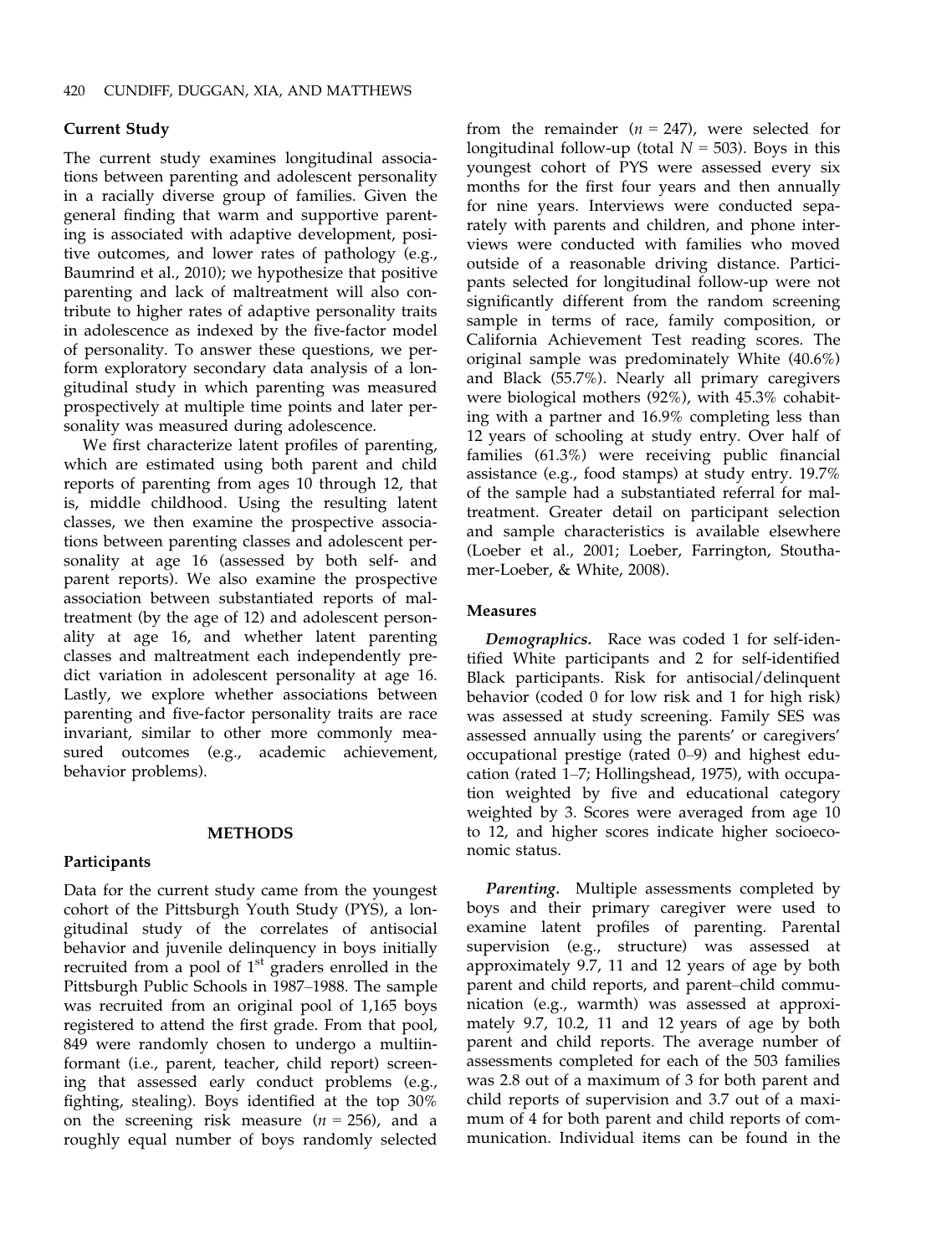### Current Study

The current study examines longitudinal associations between parenting and adolescent personality in a racially diverse group of families. Given the general finding that warm and supportive parenting is associated with adaptive development, positive outcomes, and lower rates of pathology (e.g., Baumrind et al., 2010); we hypothesize that positive parenting and lack of maltreatment will also contribute to higher rates of adaptive personality traits in adolescence as indexed by the five-factor model of personality. To answer these questions, we perform exploratory secondary data analysis of a longitudinal study in which parenting was measured prospectively at multiple time points and later personality was measured during adolescence.

We first characterize latent profiles of parenting, which are estimated using both parent and child reports of parenting from ages 10 through 12, that is, middle childhood. Using the resulting latent classes, we then examine the prospective associations between parenting classes and adolescent personality at age 16 (assessed by both self- and parent reports). We also examine the prospective association between substantiated reports of maltreatment (by the age of 12) and adolescent personality at age 16, and whether latent parenting classes and maltreatment each independently predict variation in adolescent personality at age 16. Lastly, we explore whether associations between parenting and five-factor personality traits are race invariant, similar to other more commonly measured outcomes (e.g., academic achievement, behavior problems).

## METHODS

### Participants

Data for the current study came from the youngest cohort of the Pittsburgh Youth Study (PYS), a longitudinal study of the correlates of antisocial behavior and juvenile delinquency in boys initially recruited from a pool of 1st graders enrolled in the Pittsburgh Public Schools in 1987–1988. The sample was recruited from an original pool of 1,165 boys registered to attend the first grade. From that pool, 849 were randomly chosen to undergo a multiinformant (i.e., parent, teacher, child report) screening that assessed early conduct problems (e.g., fighting, stealing). Boys identified at the top 30% on the screening risk measure ($n = 256$), and a roughly equal number of boys randomly selected from the remainder ($n = 247$), were selected for longitudinal follow-up (total $N = 503$). Boys in this youngest cohort of PYS were assessed every six months for the first four years and then annually for nine years. Interviews were conducted separately with parents and children, and phone interviews were conducted with families who moved outside of a reasonable driving distance. Participants selected for longitudinal follow-up were not significantly different from the random screening sample in terms of race, family composition, or California Achievement Test reading scores. The original sample was predominately White (40.6%) and Black (55.7%). Nearly all primary caregivers were biological mothers (92%), with 45.3% cohabiting with a partner and 16.9% completing less than 12 years of schooling at study entry. Over half of families (61.3%) were receiving public financial assistance (e.g., food stamps) at study entry. 19.7% of the sample had a substantiated referral for maltreatment. Greater detail on participant selection and sample characteristics is available elsewhere (Loeber et al., 2001; Loeber, Farrington, Stouthamer-Loeber, & White, 2008).

### Measures

***Demographics.*** Race was coded 1 for self-identified White participants and 2 for self-identified Black participants. Risk for antisocial/delinquent behavior (coded 0 for low risk and 1 for high risk) was assessed at study screening. Family SES was assessed annually using the parents' or caregivers' occupational prestige (rated 0–9) and highest education (rated 1–7; Hollingshead, 1975), with occupation weighted by five and educational category weighted by 3. Scores were averaged from age 10 to 12, and higher scores indicate higher socioeconomic status.

***Parenting.*** Multiple assessments completed by boys and their primary caregiver were used to examine latent profiles of parenting. Parental supervision (e.g., structure) was assessed at approximately 9.7, 11 and 12 years of age by both parent and child reports, and parent–child communication (e.g., warmth) was assessed at approximately 9.7, 10.2, 11 and 12 years of age by both parent and child reports. The average number of assessments completed for each of the 503 families was 2.8 out of a maximum of 3 for both parent and child reports of supervision and 3.7 out of a maximum of 4 for both parent and child reports of communication. Individual items can be found in the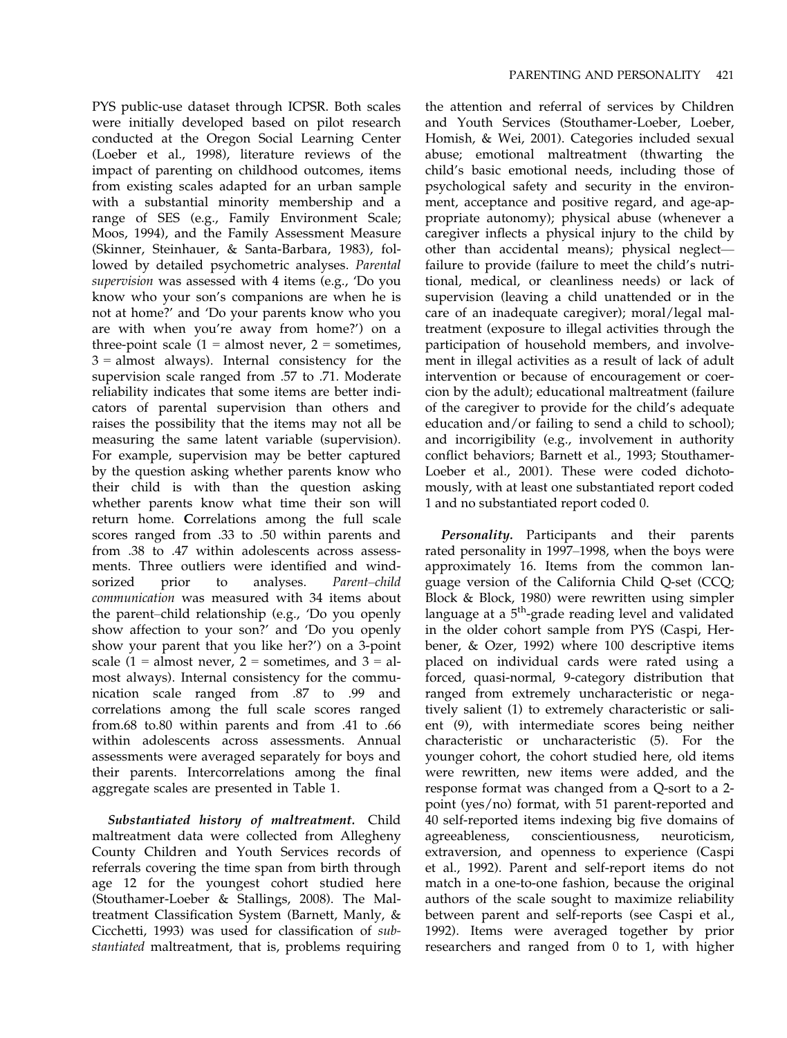PYS public-use dataset through ICPSR. Both scales were initially developed based on pilot research conducted at the Oregon Social Learning Center (Loeber et al., 1998), literature reviews of the impact of parenting on childhood outcomes, items from existing scales adapted for an urban sample with a substantial minority membership and a range of SES (e.g., Family Environment Scale; Moos, 1994), and the Family Assessment Measure (Skinner, Steinhauer, & Santa-Barbara, 1983), followed by detailed psychometric analyses. *Parental supervision* was assessed with 4 items (e.g., 'Do you know who your son's companions are when he is not at home?' and 'Do your parents know who you are with when you're away from home?') on a three-point scale (1 = almost never, 2 = sometimes, 3 = almost always). Internal consistency for the supervision scale ranged from .57 to .71. Moderate reliability indicates that some items are better indicators of parental supervision than others and raises the possibility that the items may not all be measuring the same latent variable (supervision). For example, supervision may be better captured by the question asking whether parents know who their child is with than the question asking whether parents know what time their son will return home. Correlations among the full scale scores ranged from .33 to .50 within parents and from .38 to .47 within adolescents across assessments. Three outliers were identified and windsorized prior to analyses. *Parent–child communication* was measured with 34 items about the parent–child relationship (e.g., 'Do you openly show affection to your son?' and 'Do you openly show your parent that you like her?') on a 3-point scale (1 = almost never, 2 = sometimes, and 3 = almost always). Internal consistency for the communication scale ranged from .87 to .99 and correlations among the full scale scores ranged from.68 to.80 within parents and from .41 to .66 within adolescents across assessments. Annual assessments were averaged separately for boys and their parents. Intercorrelations among the final aggregate scales are presented in Table 1.

***Substantiated history of maltreatment.*** Child maltreatment data were collected from Allegheny County Children and Youth Services records of referrals covering the time span from birth through age 12 for the youngest cohort studied here (Stouthamer-Loeber & Stallings, 2008). The Maltreatment Classification System (Barnett, Manly, & Cicchetti, 1993) was used for classification of *substantiated* maltreatment, that is, problems requiring the attention and referral of services by Children and Youth Services (Stouthamer-Loeber, Loeber, Homish, & Wei, 2001). Categories included sexual abuse; emotional maltreatment (thwarting the child's basic emotional needs, including those of psychological safety and security in the environment, acceptance and positive regard, and age-appropriate autonomy); physical abuse (whenever a caregiver inflects a physical injury to the child by other than accidental means); physical neglect—failure to provide (failure to meet the child's nutritional, medical, or cleanliness needs) or lack of supervision (leaving a child unattended or in the care of an inadequate caregiver); moral/legal maltreatment (exposure to illegal activities through the participation of household members, and involvement in illegal activities as a result of lack of adult intervention or because of encouragement or coercion by the adult); educational maltreatment (failure of the caregiver to provide for the child's adequate education and/or failing to send a child to school); and incorrigibility (e.g., involvement in authority conflict behaviors; Barnett et al., 1993; Stouthamer-Loeber et al., 2001). These were coded dichotomously, with at least one substantiated report coded 1 and no substantiated report coded 0.

***Personality.*** Participants and their parents rated personality in 1997–1998, when the boys were approximately 16. Items from the common language version of the California Child Q-set (CCQ; Block & Block, 1980) were rewritten using simpler language at a 5th-grade reading level and validated in the older cohort sample from PYS (Caspi, Herbener, & Ozer, 1992) where 100 descriptive items placed on individual cards were rated using a forced, quasi-normal, 9-category distribution that ranged from extremely uncharacteristic or negatively salient (1) to extremely characteristic or salient (9), with intermediate scores being neither characteristic or uncharacteristic (5). For the younger cohort, the cohort studied here, old items were rewritten, new items were added, and the response format was changed from a Q-sort to a 2-point (yes/no) format, with 51 parent-reported and 40 self-reported items indexing big five domains of agreeableness, conscientiousness, neuroticism, extraversion, and openness to experience (Caspi et al., 1992). Parent and self-report items do not match in a one-to-one fashion, because the original authors of the scale sought to maximize reliability between parent and self-reports (see Caspi et al., 1992). Items were averaged together by prior researchers and ranged from 0 to 1, with higher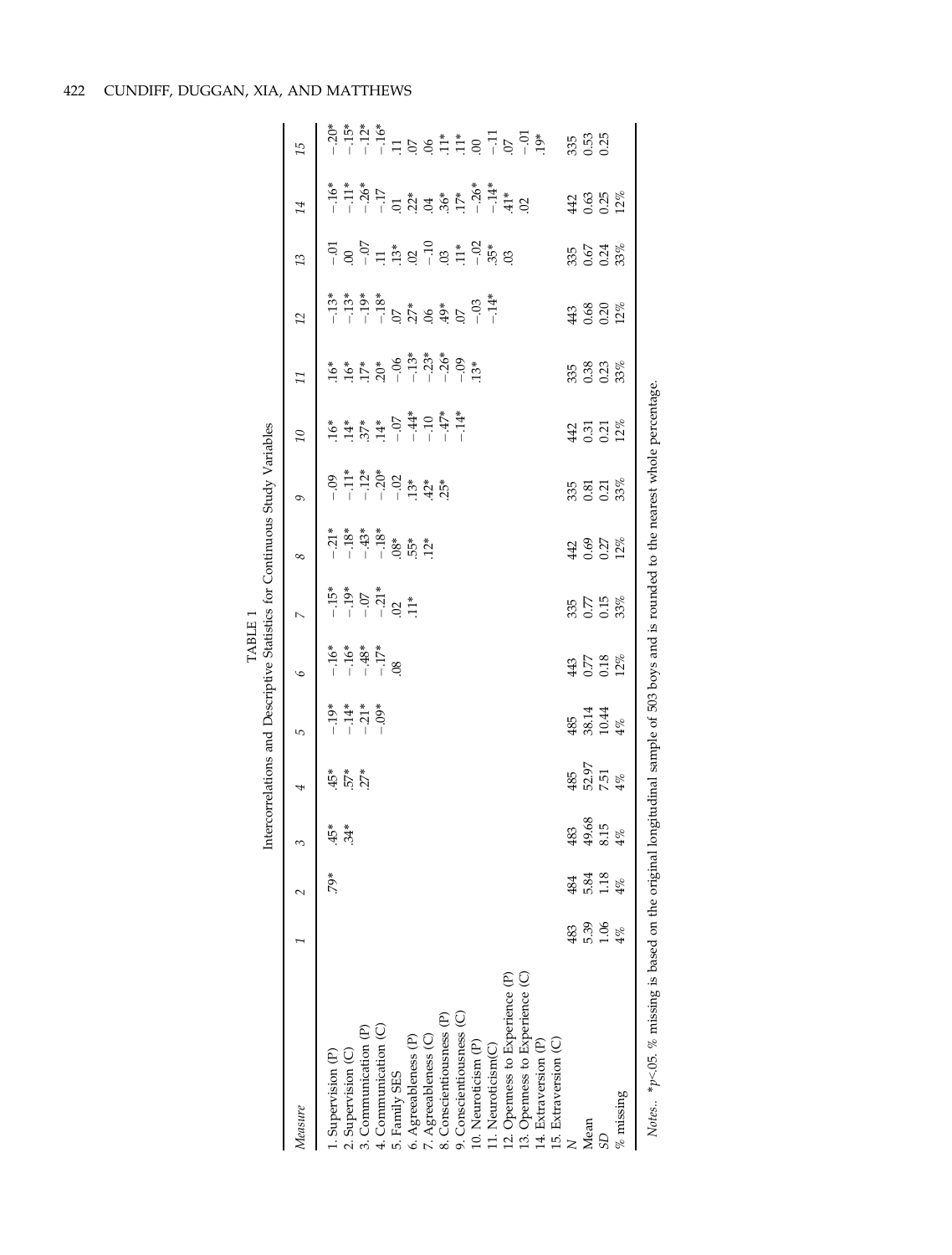TABLE 1

Intercorrelations and Descriptive Statistics for Continuous Study Variables

| Measure | 1 | 2 | 3 | 4 | 5 | 6 | 7 | 8 | 9 | 10 | 11 | 12 | 13 | 14 | 15 |
|---|---|---|---|---|---|---|---|---|---|---|---|---|---|---|---|
| 1. Supervision (P) | | .79* | .45* | .45* | –.19* | –.16* | –.15* | –.21* | –.09 | .16* | .16* | –.13* | –.01 | –.16* | –.20* |
| 2. Supervision (C) | | | .34* | .57* | –.14* | –.16* | –.19* | –.18* | –.11* | .14* | .16* | –.13* | .00 | –.11* | –.15* |
| 3. Communication (P) | | | | .27* | –.21* | –.48* | –.07 | –.43* | –.12* | .37* | .17* | –.19* | –.07 | –.26* | –.12* |
| 4. Communication (C) | | | | | –.09* | –.17* | –.21* | –.18* | –.20* | .14* | .20* | –.18* | .11 | –.17 | –.16* |
| 5. Family SES | | | | | | .08 | .02 | .08* | –.02 | –.07 | –.06 | .07 | .13* | .01 | .11 |
| 6. Agreeableness (P) | | | | | | | .11* | .55* | .13* | –.44* | –.13* | .27* | .02 | .22* | .07 |
| 7. Agreeableness (C) | | | | | | | | .12* | .42* | –.10 | –.23* | .06 | –.10 | .04 | .06 |
| 8. Conscientiousness (P) | | | | | | | | | .25* | –.47* | –.26* | .49* | .03 | .36* | .11* |
| 9. Conscientiousness (C) | | | | | | | | | | –.14* | –.09 | .07 | .11* | .17* | .11* |
| 10. Neuroticism (P) | | | | | | | | | | | .13* | –.03 | –.02 | –.26* | .00 |
| 11. Neuroticism(C) | | | | | | | | | | | | –.14* | .35* | –.14* | –.11 |
| 12. Openness to Experience (P) | | | | | | | | | | | | | .03 | .41* | .07 |
| 13. Openness to Experience (C) | | | | | | | | | | | | | | .02 | –.01 |
| 14. Extraversion (P) | | | | | | | | | | | | | | | .19* |
| 15. Extraversion (C) | | | | | | | | | | | | | | | |
| *N* | 483 | 484 | 483 | 485 | 485 | 443 | 335 | 442 | 335 | 442 | 335 | 443 | 335 | 442 | 335 |
| Mean | 5.39 | 5.84 | 49.68 | 52.97 | 38.14 | 0.77 | 0.77 | 0.69 | 0.81 | 0.31 | 0.38 | 0.68 | 0.67 | 0.63 | 0.53 |
| *SD* | 1.06 | 1.18 | 8.15 | 7.51 | 10.44 | 0.18 | 0.15 | 0.27 | 0.21 | 0.21 | 0.23 | 0.20 | 0.24 | 0.25 | 0.25 |
| % missing | 4% | 4% | 4% | 4% | 4% | 12% | 33% | 12% | 33% | 12% | 33% | 12% | 33% | 12% | |

*Notes*.. *$p<.05$. % missing is based on the original longitudinal sample of 503 boys and is rounded to the nearest whole percentage.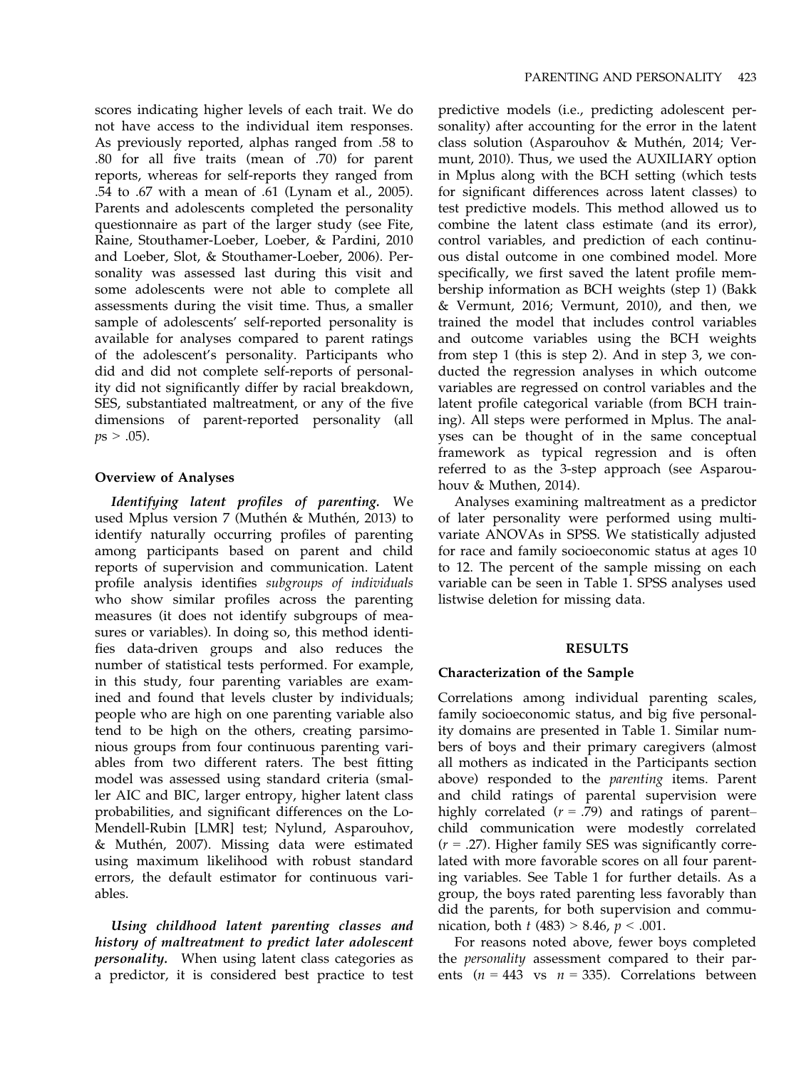scores indicating higher levels of each trait. We do not have access to the individual item responses. As previously reported, alphas ranged from .58 to .80 for all five traits (mean of .70) for parent reports, whereas for self-reports they ranged from .54 to .67 with a mean of .61 (Lynam et al., 2005). Parents and adolescents completed the personality questionnaire as part of the larger study (see Fite, Raine, Stouthamer-Loeber, Loeber, & Pardini, 2010 and Loeber, Slot, & Stouthamer-Loeber, 2006). Personality was assessed last during this visit and some adolescents were not able to complete all assessments during the visit time. Thus, a smaller sample of adolescents' self-reported personality is available for analyses compared to parent ratings of the adolescent's personality. Participants who did and did not complete self-reports of personality did not significantly differ by racial breakdown, SES, substantiated maltreatment, or any of the five dimensions of parent-reported personality (all $ps > .05$).

### Overview of Analyses

***Identifying latent profiles of parenting.*** We used Mplus version 7 (Muthén & Muthén, 2013) to identify naturally occurring profiles of parenting among participants based on parent and child reports of supervision and communication. Latent profile analysis identifies *subgroups of individuals* who show similar profiles across the parenting measures (it does not identify subgroups of measures or variables). In doing so, this method identifies data-driven groups and also reduces the number of statistical tests performed. For example, in this study, four parenting variables are examined and found that levels cluster by individuals; people who are high on one parenting variable also tend to be high on the others, creating parsimonious groups from four continuous parenting variables from two different raters. The best fitting model was assessed using standard criteria (smaller AIC and BIC, larger entropy, higher latent class probabilities, and significant differences on the Lo-Mendell-Rubin [LMR] test; Nylund, Asparouhov, & Muthén, 2007). Missing data were estimated using maximum likelihood with robust standard errors, the default estimator for continuous variables.

***Using childhood latent parenting classes and history of maltreatment to predict later adolescent personality.*** When using latent class categories as a predictor, it is considered best practice to test predictive models (i.e., predicting adolescent personality) after accounting for the error in the latent class solution (Asparouhov & Muthén, 2014; Vermunt, 2010). Thus, we used the AUXILIARY option in Mplus along with the BCH setting (which tests for significant differences across latent classes) to test predictive models. This method allowed us to combine the latent class estimate (and its error), control variables, and prediction of each continuous distal outcome in one combined model. More specifically, we first saved the latent profile membership information as BCH weights (step 1) (Bakk & Vermunt, 2016; Vermunt, 2010), and then, we trained the model that includes control variables and outcome variables using the BCH weights from step 1 (this is step 2). And in step 3, we conducted the regression analyses in which outcome variables are regressed on control variables and the latent profile categorical variable (from BCH training). All steps were performed in Mplus. The analyses can be thought of in the same conceptual framework as typical regression and is often referred to as the 3-step approach (see Asparouhouv & Muthen, 2014).

Analyses examining maltreatment as a predictor of later personality were performed using multivariate ANOVAs in SPSS. We statistically adjusted for race and family socioeconomic status at ages 10 to 12. The percent of the sample missing on each variable can be seen in Table 1. SPSS analyses used listwise deletion for missing data.

## RESULTS

### Characterization of the Sample

Correlations among individual parenting scales, family socioeconomic status, and big five personality domains are presented in Table 1. Similar numbers of boys and their primary caregivers (almost all mothers as indicated in the Participants section above) responded to the *parenting* items. Parent and child ratings of parental supervision were highly correlated ($r = .79$) and ratings of parent–child communication were modestly correlated ($r = .27$). Higher family SES was significantly correlated with more favorable scores on all four parenting variables. See Table 1 for further details. As a group, the boys rated parenting less favorably than did the parents, for both supervision and communication, both $t\ (483) > 8.46$, $p < .001$.

For reasons noted above, fewer boys completed the *personality* assessment compared to their parents ($n = 443$ vs $n = 335$). Correlations between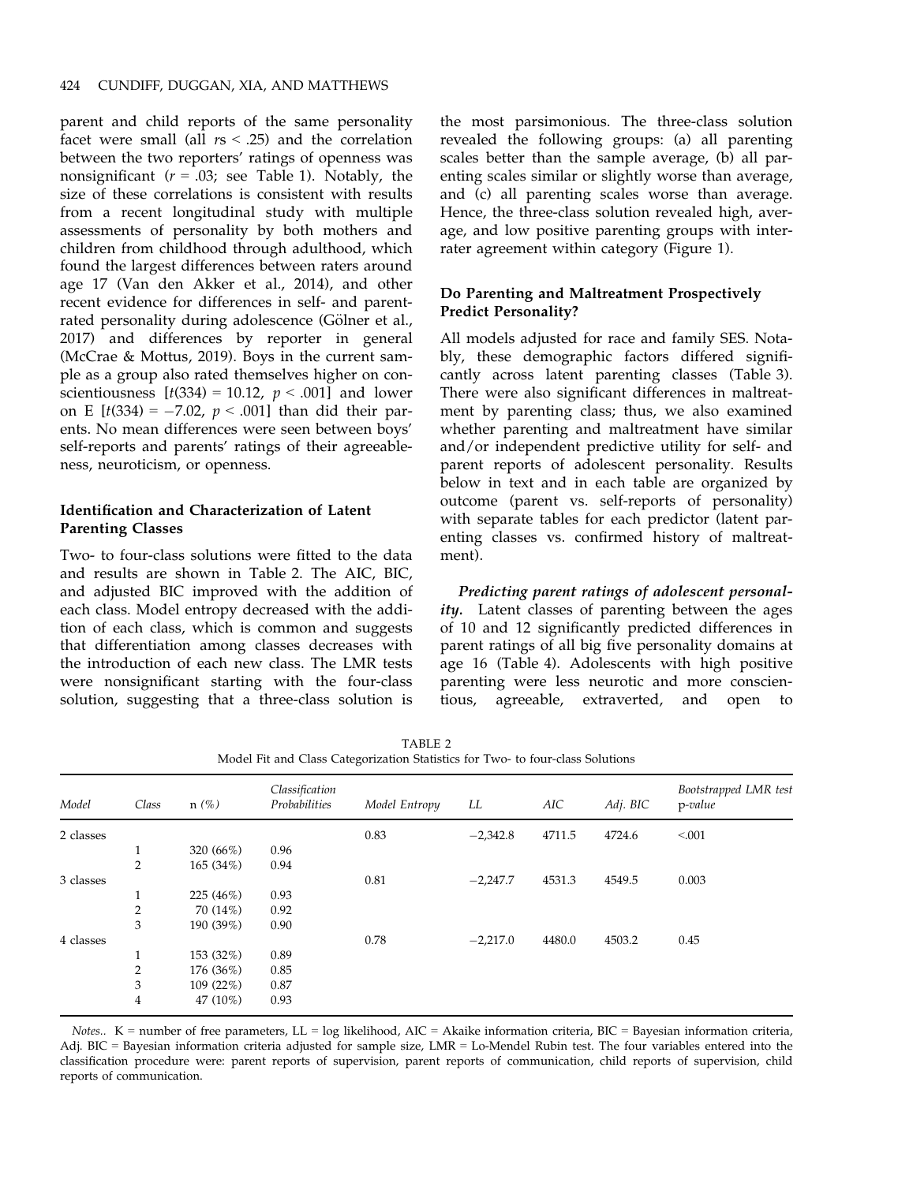parent and child reports of the same personality facet were small (all $r$s < .25) and the correlation between the two reporters' ratings of openness was nonsignificant ($r$ = .03; see Table 1). Notably, the size of these correlations is consistent with results from a recent longitudinal study with multiple assessments of personality by both mothers and children from childhood through adulthood, which found the largest differences between raters around age 17 (Van den Akker et al., 2014), and other recent evidence for differences in self- and parent-rated personality during adolescence (Gölner et al., 2017) and differences by reporter in general (McCrae & Mottus, 2019). Boys in the current sample as a group also rated themselves higher on conscientiousness [$t(334) = 10.12$, $p < .001$] and lower on E [$t(334) = -7.02$, $p < .001$] than did their parents. No mean differences were seen between boys' self-reports and parents' ratings of their agreeableness, neuroticism, or openness.

### Identification and Characterization of Latent Parenting Classes

Two- to four-class solutions were fitted to the data and results are shown in Table 2. The AIC, BIC, and adjusted BIC improved with the addition of each class. Model entropy decreased with the addition of each class, which is common and suggests that differentiation among classes decreases with the introduction of each new class. The LMR tests were nonsignificant starting with the four-class solution, suggesting that a three-class solution is the most parsimonious. The three-class solution revealed the following groups: (a) all parenting scales better than the sample average, (b) all parenting scales similar or slightly worse than average, and (c) all parenting scales worse than average. Hence, the three-class solution revealed high, average, and low positive parenting groups with inter-rater agreement within category (Figure 1).

### Do Parenting and Maltreatment Prospectively Predict Personality?

All models adjusted for race and family SES. Notably, these demographic factors differed significantly across latent parenting classes (Table 3). There were also significant differences in maltreatment by parenting class; thus, we also examined whether parenting and maltreatment have similar and/or independent predictive utility for self- and parent reports of adolescent personality. Results below in text and in each table are organized by outcome (parent vs. self-reports of personality) with separate tables for each predictor (latent parenting classes vs. confirmed history of maltreatment).

***Predicting parent ratings of adolescent personality.*** Latent classes of parenting between the ages of 10 and 12 significantly predicted differences in parent ratings of all big five personality domains at age 16 (Table 4). Adolescents with high positive parenting were less neurotic and more conscientious, agreeable, extraverted, and open to

TABLE 2
Model Fit and Class Categorization Statistics for Two- to four-class Solutions

| *Model* | *Class* | n (%) | *Classification Probabilities* | *Model Entropy* | *LL* | *AIC* | *Adj. BIC* | *Bootstrapped LMR test* p-*value* |
|---|---|---|---|---|---|---|---|---|
| 2 classes | | | | 0.83 | −2,342.8 | 4711.5 | 4724.6 | <.001 |
| | 1 | 320 (66%) | 0.96 | | | | | |
| | 2 | 165 (34%) | 0.94 | | | | | |
| 3 classes | | | | 0.81 | −2,247.7 | 4531.3 | 4549.5 | 0.003 |
| | 1 | 225 (46%) | 0.93 | | | | | |
| | 2 | 70 (14%) | 0.92 | | | | | |
| | 3 | 190 (39%) | 0.90 | | | | | |
| 4 classes | | | | 0.78 | −2,217.0 | 4480.0 | 4503.2 | 0.45 |
| | 1 | 153 (32%) | 0.89 | | | | | |
| | 2 | 176 (36%) | 0.85 | | | | | |
| | 3 | 109 (22%) | 0.87 | | | | | |
| | 4 | 47 (10%) | 0.93 | | | | | |

*Notes.*. K = number of free parameters, LL = log likelihood, AIC = Akaike information criteria, BIC = Bayesian information criteria, Adj. BIC = Bayesian information criteria adjusted for sample size, LMR = Lo-Mendel Rubin test. The four variables entered into the classification procedure were: parent reports of supervision, parent reports of communication, child reports of supervision, child reports of communication.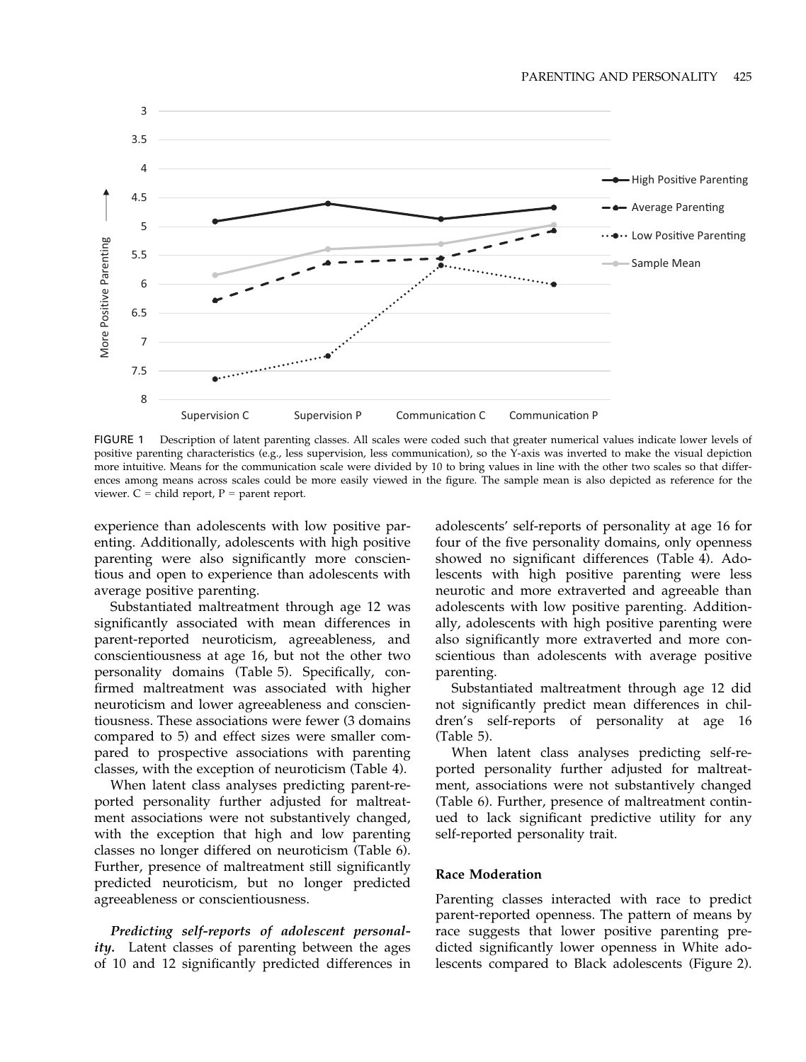3

3.5

4

4.5

5

5.5

6

6.5

7

7.5

8

More Positive Parenting

Supervision C

Supervision P

Communication C

Communication P

High Positive Parenting

Average Parenting

Low Positive Parenting

Sample Mean

FIGURE 1 Description of latent parenting classes. All scales were coded such that greater numerical values indicate lower levels of positive parenting characteristics (e.g., less supervision, less communication), so the Y-axis was inverted to make the visual depiction more intuitive. Means for the communication scale were divided by 10 to bring values in line with the other two scales so that differences among means across scales could be more easily viewed in the figure. The sample mean is also depicted as reference for the viewer. C = child report, P = parent report.

experience than adolescents with low positive parenting. Additionally, adolescents with high positive parenting were also significantly more conscientious and open to experience than adolescents with average positive parenting.

Substantiated maltreatment through age 12 was significantly associated with mean differences in parent-reported neuroticism, agreeableness, and conscientiousness at age 16, but not the other two personality domains (Table 5). Specifically, confirmed maltreatment was associated with higher neuroticism and lower agreeableness and conscientiousness. These associations were fewer (3 domains compared to 5) and effect sizes were smaller compared to prospective associations with parenting classes, with the exception of neuroticism (Table 4).

When latent class analyses predicting parent-reported personality further adjusted for maltreatment associations were not substantively changed, with the exception that high and low parenting classes no longer differed on neuroticism (Table 6). Further, presence of maltreatment still significantly predicted neuroticism, but no longer predicted agreeableness or conscientiousness.

***Predicting self-reports of adolescent personality.*** Latent classes of parenting between the ages of 10 and 12 significantly predicted differences in adolescents' self-reports of personality at age 16 for four of the five personality domains, only openness showed no significant differences (Table 4). Adolescents with high positive parenting were less neurotic and more extraverted and agreeable than adolescents with low positive parenting. Additionally, adolescents with high positive parenting were also significantly more extraverted and more conscientious than adolescents with average positive parenting.

Substantiated maltreatment through age 12 did not significantly predict mean differences in children's self-reports of personality at age 16 (Table 5).

When latent class analyses predicting self-reported personality further adjusted for maltreatment, associations were not substantively changed (Table 6). Further, presence of maltreatment continued to lack significant predictive utility for any self-reported personality trait.

### Race Moderation

Parenting classes interacted with race to predict parent-reported openness. The pattern of means by race suggests that lower positive parenting predicted significantly lower openness in White adolescents compared to Black adolescents (Figure 2).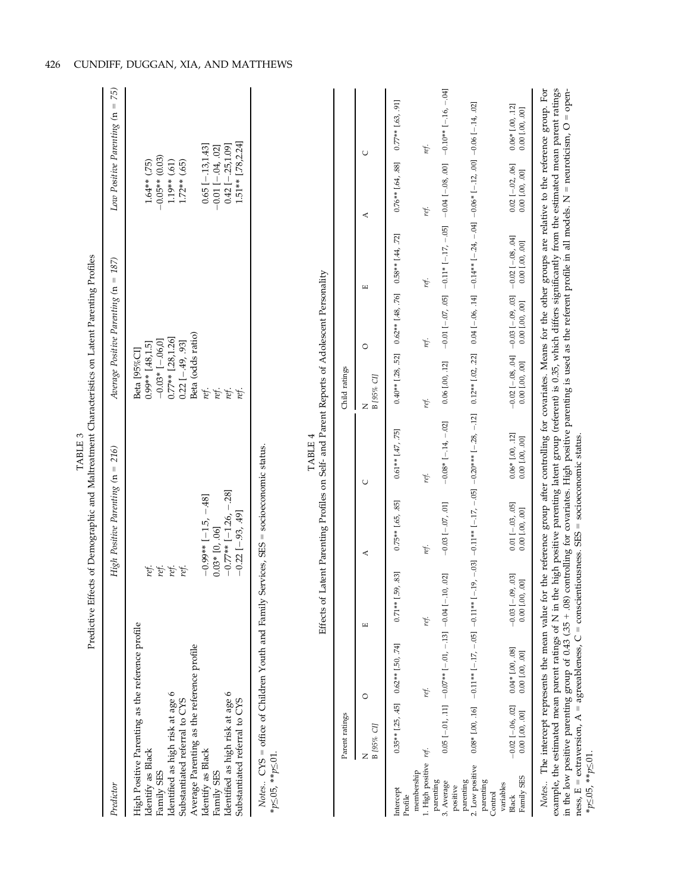TABLE 3

Predictive Effects of Demographic and Maltreatment Characteristics on Latent Parenting Profiles

| Predictor | High Positive Parenting (n = 216) | Average Positive Parenting (n = 187) | Low Positive Parenting (n = 75) |
|---|---|---|---|
| | | Beta [95%CI] | |
| High Positive Parenting as the reference profile | | | |
| Identify as Black | ref. | 0.99** [.48,1.5] | 1.64** (.75) |
| Family SES | ref. | −0.03* [−.06,0] | −0.05** (0.03) |
| Identified as high risk at age 6 | ref. | 0.77** [.28,1.26] | 1.19** (.61) |
| Substantiated referral to CYS | ref. | 0.22 [−.49, .93] | 1.72** (.65) |
| | | Beta (odds ratio) | |
| Average Parenting as the reference profile | | | |
| Identify as Black | −0.99** [−1.5, −.48] | ref. | 0.65 [−.13,1.43] |
| Family SES | 0.03* [0, .06] | ref. | −0.01 [−.04, .02] |
| Identified as high risk at age 6 | −0.77** [−1.26, −.28] | ref. | 0.42 [−.25,1.09] |
| Substantiated referral to CYS | −0.22 [−.93, .49] | ref. | 1.51** [.78,2.24] |

*Notes.*. CYS = office of Children Youth and Family Services, SES = socioeconomic status.
*p≤.05, **p≤.01.

TABLE 4

Effects of Latent Parenting Profiles on Self- and Parent Reports of Adolescent Personality

| | Parent ratings | | | | | Child ratings | | | | |
|---|---|---|---|---|---|---|---|---|---|---|
| | N B [95% CI] | O | E | A | C | N B [95% CI] | O | E | A | C |
| Intercept | 0.35** [.25, .45] | 0.62** [.50, .74] | 0.71** [.59, .83] | 0.75** [.65, .85] | 0.61** [.47, .75] | 0.40** [.28, .52] | 0.62** [.48, .76] | 0.58** [.44, .72] | 0.76** [.64, .88] | 0.77** [.63, .91] |
| Profile membership | | | | | | | | | | |
| 1. High positive parenting | ref. | ref. | ref. | ref. | ref. | ref. | ref. | ref. | ref. | ref. |
| 3. Average positive parenting | 0.05 [−.01, .11] | −0.07** [−.01, −.13] | −0.04 [−.10, .02] | −0.03 [−.07, .01] | −0.08* [−.14, −.02] | 0.06 [.00, .12] | −0.01 [−.07, .05] | −0.11* [−.17, −.05] | −0.04 [−.08, .00] | −0.10** [−.16, −.04] |
| 2. Low positive parenting | 0.08* [.00, .16] | −0.11** [−.17, −.05] | −0.11** [−.19, −.03] | −0.11** [−.17, −.05] | −0.20*** [−.28, −.12] | 0.12** [.02, .22] | 0.04 [−.06, .14] | −0.14** [−.24, −.04] | −0.06* [−.12, .00] | −0.06 [−.14, .02] |
| Control variables | | | | | | | | | | |
| Black | −0.02 [−.06, .02] | 0.04* [.00, .08] | −0.03 [−.09, .03] | 0.01 [−.03, .05] | 0.06* [.00, .12] | −0.02 [−.08, .04] | −0.03 [−.09, .03] | −0.02 [−.08, .04] | 0.02 [−.02, .06] | 0.06* [.00, .12] |
| Family SES | 0.00 [.00, .00] | 0.00 [.00, .00] | 0.00 [.00, .00] | 0.00 [.00, .00] | 0.00 [.00, .00] | 0.00 [.00, .00] | 0.00 [.00, .00] | 0.00 [.00, .00] | 0.00 [.00, .00] | 0.00 [.00, .00] |

*Notes.*. The intercept represents the mean value for the reference group after controlling for covariates. Means for the other groups are relative to the reference group. For example, the estimated mean parent ratings of N in the high positive parenting latent group (referent) is 0.35, which differs significantly from the estimated mean parent ratings in the low positive parenting group of 0.43 (.35 + .08) controlling for covariates. High positive parenting is used as the referent profile in all models. N = neuroticism, O = openness, E = extraversion, A = agreeableness, C = conscientiousness. SES = socioeconomic status.
*p≤.05, **p≤.01.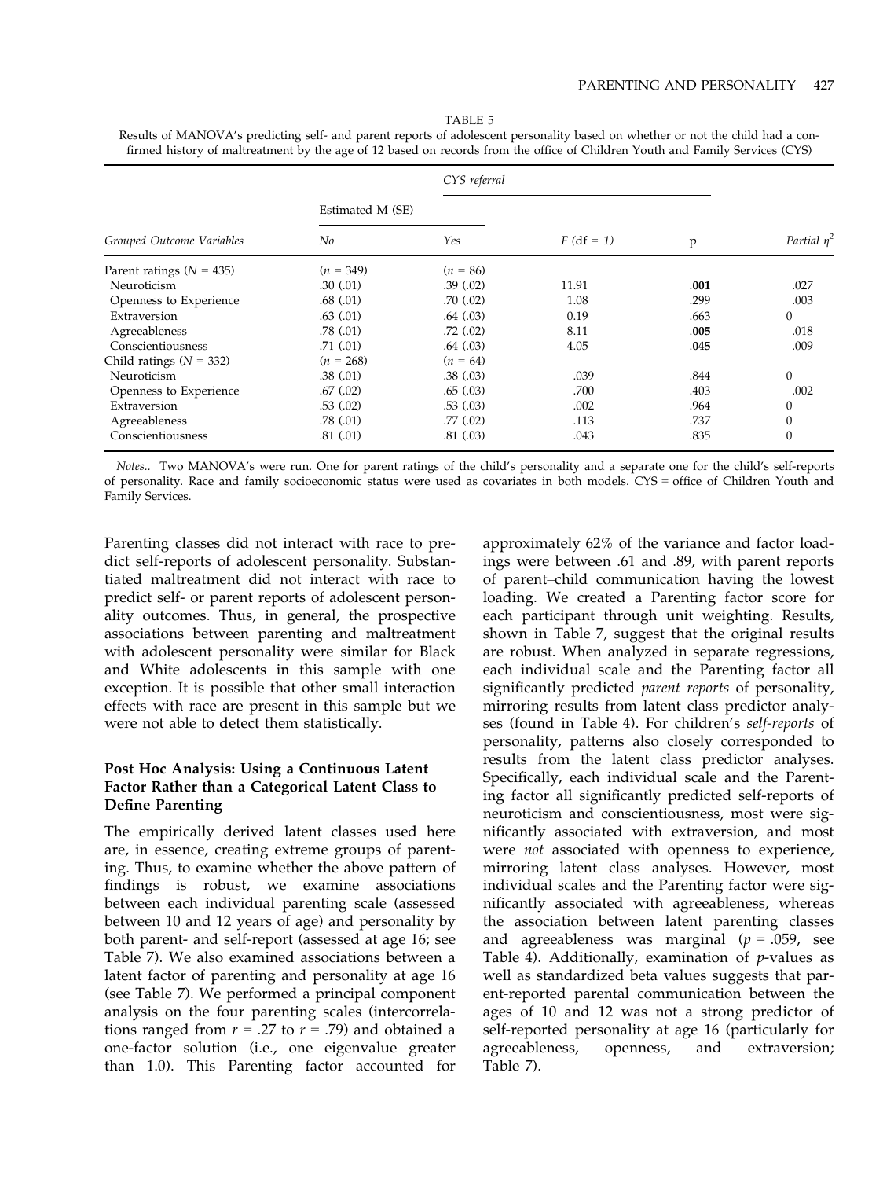TABLE 5

Results of MANOVA's predicting self- and parent reports of adolescent personality based on whether or not the child had a confirmed history of maltreatment by the age of 12 based on records from the office of Children Youth and Family Services (CYS)

| | CYS referral | | | | |
|---|---|---|---|---|---|
| | Estimated M (SE) | | | | |
| *Grouped Outcome Variables* | *No* | *Yes* | *F* (df = *1*) | p | *Partial* $\eta^2$ |
| Parent ratings ($N$ = 435) | ($n$ = 349) | ($n$ = 86) | | | |
| Neuroticism | .30 (.01) | .39 (.02) | 11.91 | **.001** | .027 |
| Openness to Experience | .68 (.01) | .70 (.02) | 1.08 | .299 | .003 |
| Extraversion | .63 (.01) | .64 (.03) | 0.19 | .663 | 0 |
| Agreeableness | .78 (.01) | .72 (.02) | 8.11 | **.005** | .018 |
| Conscientiousness | .71 (.01) | .64 (.03) | 4.05 | **.045** | .009 |
| Child ratings ($N$ = 332) | ($n$ = 268) | ($n$ = 64) | | | |
| Neuroticism | .38 (.01) | .38 (.03) | .039 | .844 | 0 |
| Openness to Experience | .67 (.02) | .65 (.03) | .700 | .403 | .002 |
| Extraversion | .53 (.02) | .53 (.03) | .002 | .964 | 0 |
| Agreeableness | .78 (.01) | .77 (.02) | .113 | .737 | 0 |
| Conscientiousness | .81 (.01) | .81 (.03) | .043 | .835 | 0 |

*Notes.*. Two MANOVA's were run. One for parent ratings of the child's personality and a separate one for the child's self-reports of personality. Race and family socioeconomic status were used as covariates in both models. CYS = office of Children Youth and Family Services.

Parenting classes did not interact with race to predict self-reports of adolescent personality. Substantiated maltreatment did not interact with race to predict self- or parent reports of adolescent personality outcomes. Thus, in general, the prospective associations between parenting and maltreatment with adolescent personality were similar for Black and White adolescents in this sample with one exception. It is possible that other small interaction effects with race are present in this sample but we were not able to detect them statistically.

### Post Hoc Analysis: Using a Continuous Latent Factor Rather than a Categorical Latent Class to Define Parenting

The empirically derived latent classes used here are, in essence, creating extreme groups of parenting. Thus, to examine whether the above pattern of findings is robust, we examine associations between each individual parenting scale (assessed between 10 and 12 years of age) and personality by both parent- and self-report (assessed at age 16; see Table 7). We also examined associations between a latent factor of parenting and personality at age 16 (see Table 7). We performed a principal component analysis on the four parenting scales (intercorrelations ranged from $r$ = .27 to $r$ = .79) and obtained a one-factor solution (i.e., one eigenvalue greater than 1.0). This Parenting factor accounted for approximately 62% of the variance and factor loadings were between .61 and .89, with parent reports of parent–child communication having the lowest loading. We created a Parenting factor score for each participant through unit weighting. Results, shown in Table 7, suggest that the original results are robust. When analyzed in separate regressions, each individual scale and the Parenting factor all significantly predicted *parent reports* of personality, mirroring results from latent class predictor analyses (found in Table 4). For children's *self-reports* of personality, patterns also closely corresponded to results from the latent class predictor analyses. Specifically, each individual scale and the Parenting factor all significantly predicted self-reports of neuroticism and conscientiousness, most were significantly associated with extraversion, and most were *not* associated with openness to experience, mirroring latent class analyses. However, most individual scales and the Parenting factor were significantly associated with agreeableness, whereas the association between latent parenting classes and agreeableness was marginal ($p$ = .059, see Table 4). Additionally, examination of $p$-values as well as standardized beta values suggests that parent-reported parental communication between the ages of 10 and 12 was not a strong predictor of self-reported personality at age 16 (particularly for agreeableness, openness, and extraversion; Table 7).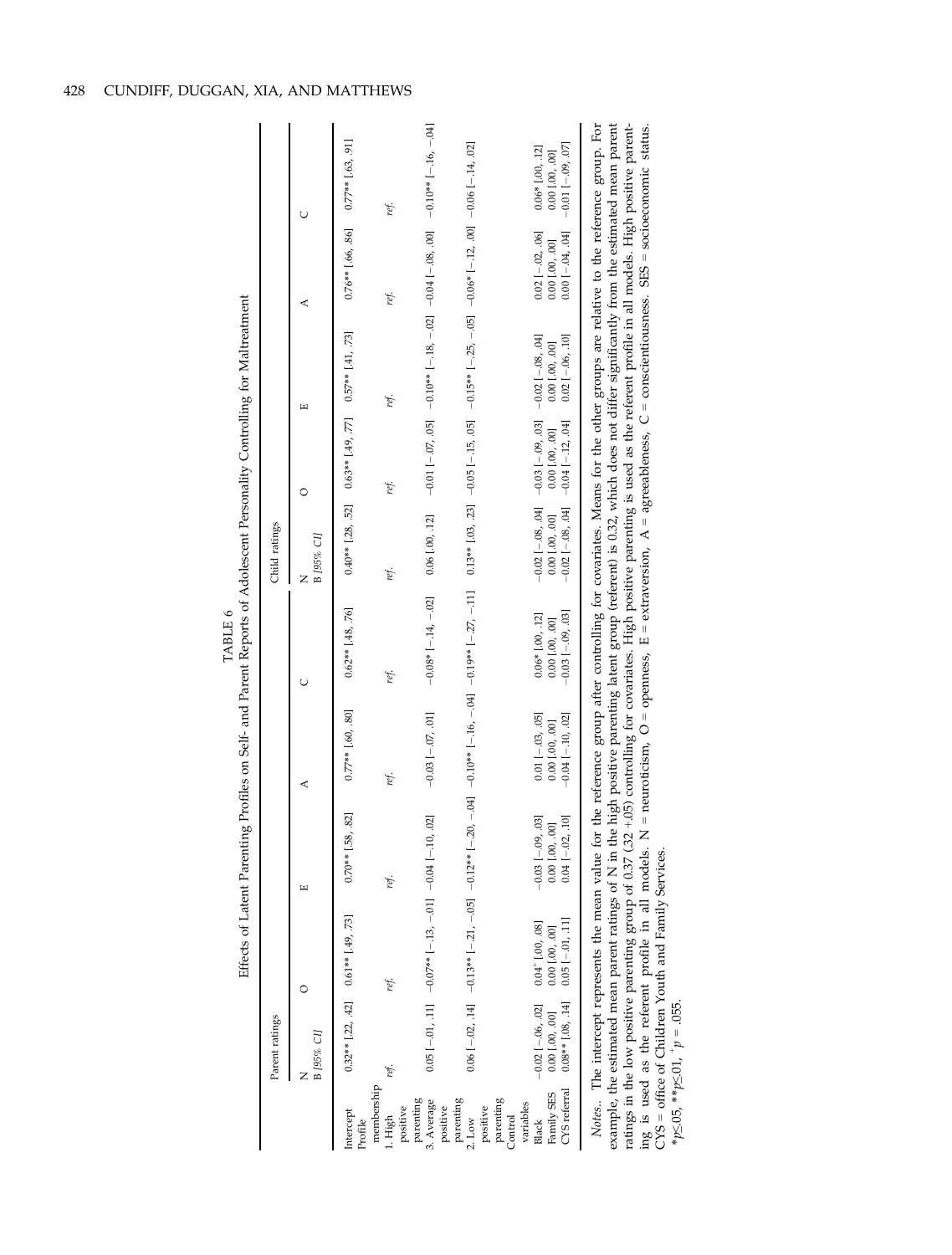TABLE 6

Effects of Latent Parenting Profiles on Self- and Parent Reports of Adolescent Personality Controlling for Maltreatment

| | Parent ratings | | | | | Child ratings | | | | |
|---|---|---|---|---|---|---|---|---|---|---|
| | N<br>B [95% CI] | O | E | A | C | N<br>B [95% CI] | O | E | A | C |
| Intercept | 0.32** [.22, .42] | 0.61** [.49, .73] | 0.70** [.58, .82] | 0.77** [.60, .80] | 0.62** [.48, .76] | 0.40** [.28, .52] | 0.63** [.49, .77] | 0.57** [.41, .73] | 0.76** [.66, .86] | 0.77** [.63, .91] |
| Profile membership | | | | | | | | | | |
| 1. High positive parenting | ref. | ref. | ref. | ref. | ref. | ref. | ref. | ref. | ref. | ref. |
| 3. Average positive parenting | 0.05 [−.01, .11] | −0.07** [−.13, −.01] | −0.04 [−.10, .02] | −0.03 [−.07, .01] | −0.08* [−.14, −.02] | 0.06 [.00, .12] | −0.01 [−.07, .05] | −0.10** [−.18, −.02] | −0.04 [−.08, .00] | −0.10** [−.16, −.04] |
| 2. Low positive parenting | 0.06 [−.02, .14] | −0.13** [−.21, −.05] | −0.12** [−.20, −.04] | −0.10** [−.16, −.04] | −0.19** [−.27, −.11] | 0.13** [.03, .23] | −0.05 [−.15, .05] | −0.15** [−.25, −.05] | −0.06* [−.12, .00] | −0.06 [−.14, .02] |
| Control variables | | | | | | | | | | |
| Black | −0.02 [−.06, .02] | 0.04⁺ [.00, .08] | −0.03 [−.09, .03] | 0.01 [−.03, .05] | 0.06* [.00, .12] | −0.02 [−.08, .04] | −0.03 [−.09, .03] | −0.02 [−.08, .04] | 0.02 [−.02, .06] | 0.06* [.00, .12] |
| Family SES | 0.00 [.00, .00] | 0.00 [.00, .00] | 0.00 [.00, .00] | 0.00 [.00, .00] | 0.00 [.00, .00] | 0.00 [.00, .00] | 0.00 [.00, .00] | 0.00 [.00, .00] | 0.00 [.00, .00] | 0.00 [.00, .00] |
| CYS referral | 0.08** [.08, .14] | 0.05 [−.01, .11] | 0.04 [−.02, .10] | −0.04 [−.10, .02] | −0.03 [−.09, .03] | −0.02 [−.08, .04] | −0.04 [−.12, .04] | 0.02 [−.06, .10] | 0.00 [−.04, .04] | −0.01 [−.09, .07] |

*Notes*. The intercept represents the mean value for the reference group after controlling for covariates. Means for the other groups are relative to the reference group. For example, the estimated mean parent ratings of N in the high positive parenting latent group (referent) is 0.32, which does not differ significantly from the estimated mean parent ratings in the low positive parenting group of 0.37 (.32 +.05) controlling for covariates. High positive parenting is used as the referent profile in all models. High positive parenting is used as the referent profile in all models. N = neuroticism, O = openness, E = extraversion, A = agreeableness, C = conscientiousness. SES = socioeconomic status. CYS = office of Children Youth and Family Services.

*p≤.05, **p≤.01, ⁺p = .055.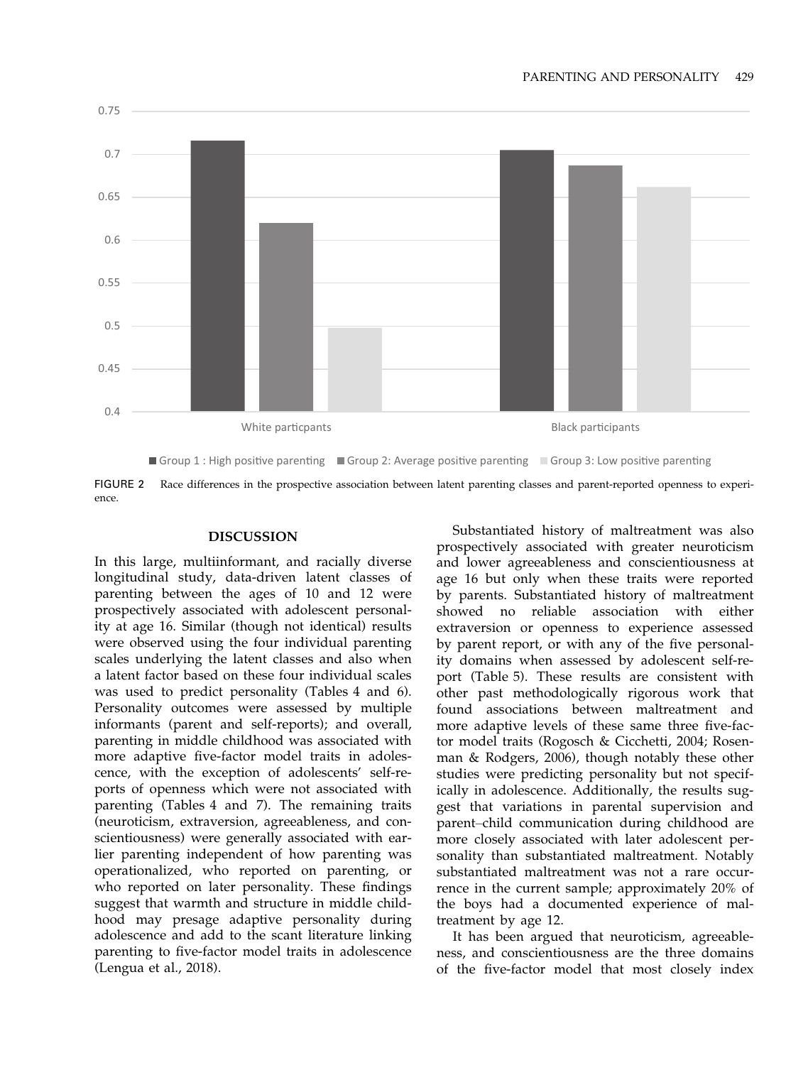0.75
0.7
0.65
0.6
0.55
0.5
0.45
0.4

White particpants

Black participants

Group 1 : High positive parenting Group 2: Average positive parenting Group 3: Low positive parenting

FIGURE 2 Race differences in the prospective association between latent parenting classes and parent-reported openness to experience.

## DISCUSSION

In this large, multiinformant, and racially diverse longitudinal study, data-driven latent classes of parenting between the ages of 10 and 12 were prospectively associated with adolescent personality at age 16. Similar (though not identical) results were observed using the four individual parenting scales underlying the latent classes and also when a latent factor based on these four individual scales was used to predict personality (Tables 4 and 6). Personality outcomes were assessed by multiple informants (parent and self-reports); and overall, parenting in middle childhood was associated with more adaptive five-factor model traits in adolescence, with the exception of adolescents' self-reports of openness which were not associated with parenting (Tables 4 and 7). The remaining traits (neuroticism, extraversion, agreeableness, and conscientiousness) were generally associated with earlier parenting independent of how parenting was operationalized, who reported on parenting, or who reported on later personality. These findings suggest that warmth and structure in middle childhood may presage adaptive personality during adolescence and add to the scant literature linking parenting to five-factor model traits in adolescence (Lengua et al., 2018).

Substantiated history of maltreatment was also prospectively associated with greater neuroticism and lower agreeableness and conscientiousness at age 16 but only when these traits were reported by parents. Substantiated history of maltreatment showed no reliable association with either extraversion or openness to experience assessed by parent report, or with any of the five personality domains when assessed by adolescent self-report (Table 5). These results are consistent with other past methodologically rigorous work that found associations between maltreatment and more adaptive levels of these same three five-factor model traits (Rogosch & Cicchetti, 2004; Roseman & Rodgers, 2006), though notably these other studies were predicting personality but not specifically in adolescence. Additionally, the results suggest that variations in parental supervision and parent–child communication during childhood are more closely associated with later adolescent personality than substantiated maltreatment. Notably substantiated maltreatment was not a rare occurrence in the current sample; approximately 20% of the boys had a documented experience of maltreatment by age 12.

It has been argued that neuroticism, agreeableness, and conscientiousness are the three domains of the five-factor model that most closely index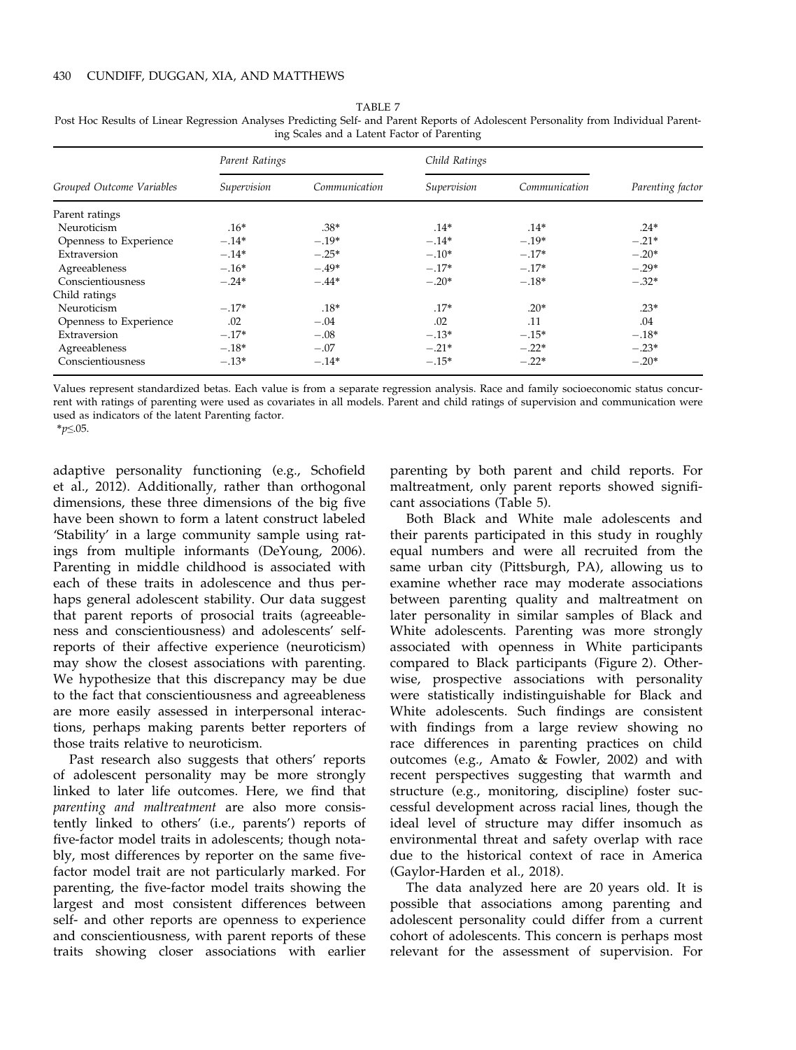TABLE 7

Post Hoc Results of Linear Regression Analyses Predicting Self- and Parent Reports of Adolescent Personality from Individual Parenting Scales and a Latent Factor of Parenting

| Grouped Outcome Variables | Parent Ratings | | Child Ratings | | Parenting factor |
|---|---|---|---|---|---|
| | Supervision | Communication | Supervision | Communication | |
| Parent ratings | | | | | |
| Neuroticism | .16* | .38* | .14* | .14* | .24* |
| Openness to Experience | −.14* | −.19* | −.14* | −.19* | −.21* |
| Extraversion | −.14* | −.25* | −.10* | −.17* | −.20* |
| Agreeableness | −.16* | −.49* | −.17* | −.17* | −.29* |
| Conscientiousness | −.24* | −.44* | −.20* | −.18* | −.32* |
| Child ratings | | | | | |
| Neuroticism | −.17* | .18* | .17* | .20* | .23* |
| Openness to Experience | .02 | −.04 | .02 | .11 | .04 |
| Extraversion | −.17* | −.08 | −.13* | −.15* | −.18* |
| Agreeableness | −.18* | −.07 | −.21* | −.22* | −.23* |
| Conscientiousness | −.13* | −.14* | −.15* | −.22* | −.20* |

Values represent standardized betas. Each value is from a separate regression analysis. Race and family socioeconomic status concurrent with ratings of parenting were used as covariates in all models. Parent and child ratings of supervision and communication were used as indicators of the latent Parenting factor.

*$p \leq .05$.

adaptive personality functioning (e.g., Schofield et al., 2012). Additionally, rather than orthogonal dimensions, these three dimensions of the big five have been shown to form a latent construct labeled 'Stability' in a large community sample using ratings from multiple informants (DeYoung, 2006). Parenting in middle childhood is associated with each of these traits in adolescence and thus perhaps general adolescent stability. Our data suggest that parent reports of prosocial traits (agreeableness and conscientiousness) and adolescents' self-reports of their affective experience (neuroticism) may show the closest associations with parenting. We hypothesize that this discrepancy may be due to the fact that conscientiousness and agreeableness are more easily assessed in interpersonal interactions, perhaps making parents better reporters of those traits relative to neuroticism.

Past research also suggests that others' reports of adolescent personality may be more strongly linked to later life outcomes. Here, we find that *parenting and maltreatment* are also more consistently linked to others' (i.e., parents') reports of five-factor model traits in adolescents; though notably, most differences by reporter on the same five-factor model trait are not particularly marked. For parenting, the five-factor model traits showing the largest and most consistent differences between self- and other reports are openness to experience and conscientiousness, with parent reports of these traits showing closer associations with earlier parenting by both parent and child reports. For maltreatment, only parent reports showed significant associations (Table 5).

Both Black and White male adolescents and their parents participated in this study in roughly equal numbers and were all recruited from the same urban city (Pittsburgh, PA), allowing us to examine whether race may moderate associations between parenting quality and maltreatment on later personality in similar samples of Black and White adolescents. Parenting was more strongly associated with openness in White participants compared to Black participants (Figure 2). Otherwise, prospective associations with personality were statistically indistinguishable for Black and White adolescents. Such findings are consistent with findings from a large review showing no race differences in parenting practices on child outcomes (e.g., Amato & Fowler, 2002) and with recent perspectives suggesting that warmth and structure (e.g., monitoring, discipline) foster successful development across racial lines, though the ideal level of structure may differ insomuch as environmental threat and safety overlap with race due to the historical context of race in America (Gaylor-Harden et al., 2018).

The data analyzed here are 20 years old. It is possible that associations among parenting and adolescent personality could differ from a current cohort of adolescents. This concern is perhaps most relevant for the assessment of supervision. For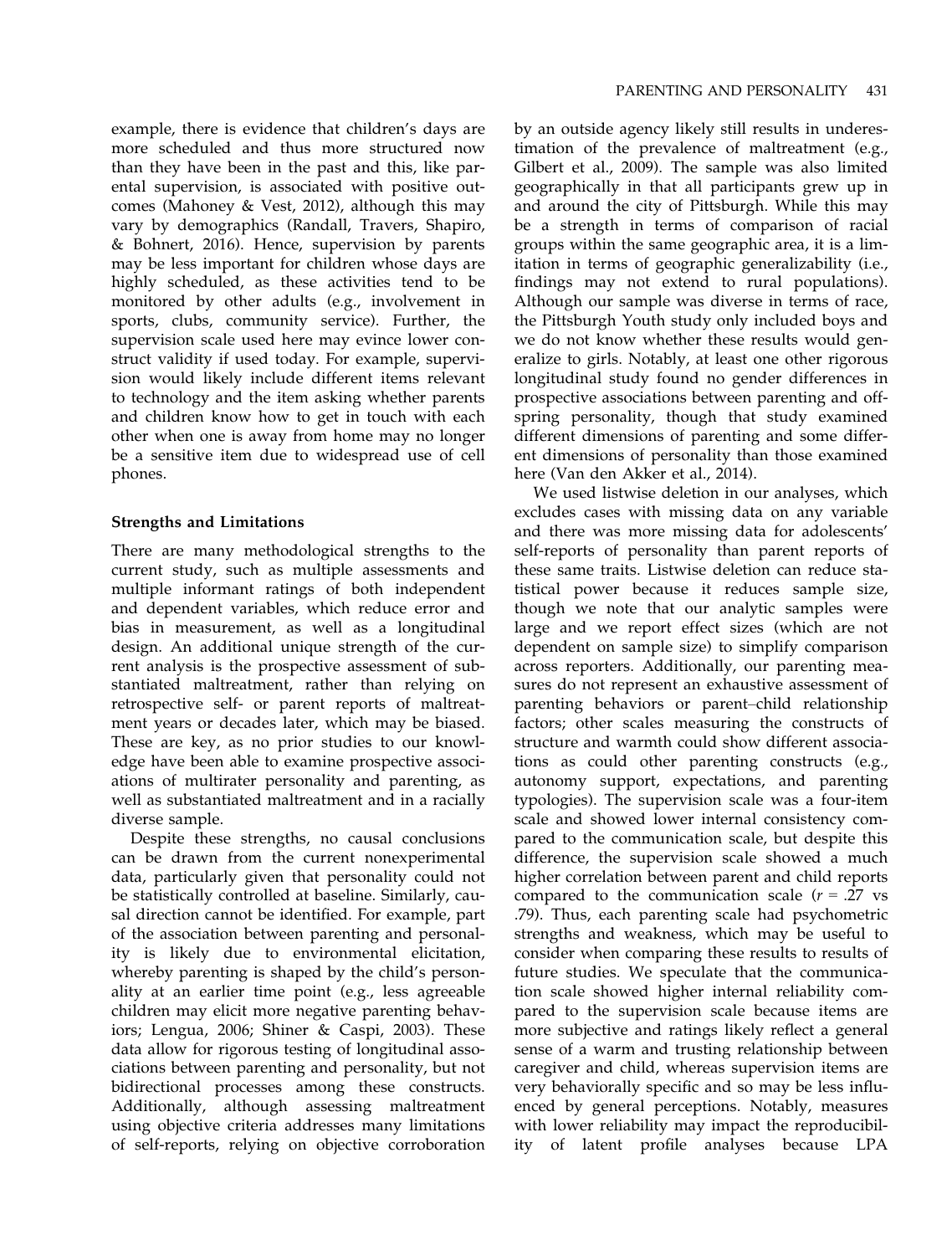example, there is evidence that children's days are more scheduled and thus more structured now than they have been in the past and this, like parental supervision, is associated with positive outcomes (Mahoney & Vest, 2012), although this may vary by demographics (Randall, Travers, Shapiro, & Bohnert, 2016). Hence, supervision by parents may be less important for children whose days are highly scheduled, as these activities tend to be monitored by other adults (e.g., involvement in sports, clubs, community service). Further, the supervision scale used here may evince lower construct validity if used today. For example, supervision would likely include different items relevant to technology and the item asking whether parents and children know how to get in touch with each other when one is away from home may no longer be a sensitive item due to widespread use of cell phones.

### Strengths and Limitations

There are many methodological strengths to the current study, such as multiple assessments and multiple informant ratings of both independent and dependent variables, which reduce error and bias in measurement, as well as a longitudinal design. An additional unique strength of the current analysis is the prospective assessment of substantiated maltreatment, rather than relying on retrospective self- or parent reports of maltreatment years or decades later, which may be biased. These are key, as no prior studies to our knowledge have been able to examine prospective associations of multirater personality and parenting, as well as substantiated maltreatment and in a racially diverse sample.

Despite these strengths, no causal conclusions can be drawn from the current nonexperimental data, particularly given that personality could not be statistically controlled at baseline. Similarly, causal direction cannot be identified. For example, part of the association between parenting and personality is likely due to environmental elicitation, whereby parenting is shaped by the child's personality at an earlier time point (e.g., less agreeable children may elicit more negative parenting behaviors; Lengua, 2006; Shiner & Caspi, 2003). These data allow for rigorous testing of longitudinal associations between parenting and personality, but not bidirectional processes among these constructs. Additionally, although assessing maltreatment using objective criteria addresses many limitations of self-reports, relying on objective corroboration by an outside agency likely still results in underestimation of the prevalence of maltreatment (e.g., Gilbert et al., 2009). The sample was also limited geographically in that all participants grew up in and around the city of Pittsburgh. While this may be a strength in terms of comparison of racial groups within the same geographic area, it is a limitation in terms of geographic generalizability (i.e., findings may not extend to rural populations). Although our sample was diverse in terms of race, the Pittsburgh Youth study only included boys and we do not know whether these results would generalize to girls. Notably, at least one other rigorous longitudinal study found no gender differences in prospective associations between parenting and offspring personality, though that study examined different dimensions of parenting and some different dimensions of personality than those examined here (Van den Akker et al., 2014).

We used listwise deletion in our analyses, which excludes cases with missing data on any variable and there was more missing data for adolescents' self-reports of personality than parent reports of these same traits. Listwise deletion can reduce statistical power because it reduces sample size, though we note that our analytic samples were large and we report effect sizes (which are not dependent on sample size) to simplify comparison across reporters. Additionally, our parenting measures do not represent an exhaustive assessment of parenting behaviors or parent–child relationship factors; other scales measuring the constructs of structure and warmth could show different associations as could other parenting constructs (e.g., autonomy support, expectations, and parenting typologies). The supervision scale was a four-item scale and showed lower internal consistency compared to the communication scale, but despite this difference, the supervision scale showed a much higher correlation between parent and child reports compared to the communication scale ($r = .27$ vs .79). Thus, each parenting scale had psychometric strengths and weakness, which may be useful to consider when comparing these results to results of future studies. We speculate that the communication scale showed higher internal reliability compared to the supervision scale because items are more subjective and ratings likely reflect a general sense of a warm and trusting relationship between caregiver and child, whereas supervision items are very behaviorally specific and so may be less influenced by general perceptions. Notably, measures with lower reliability may impact the reproducibility of latent profile analyses because LPA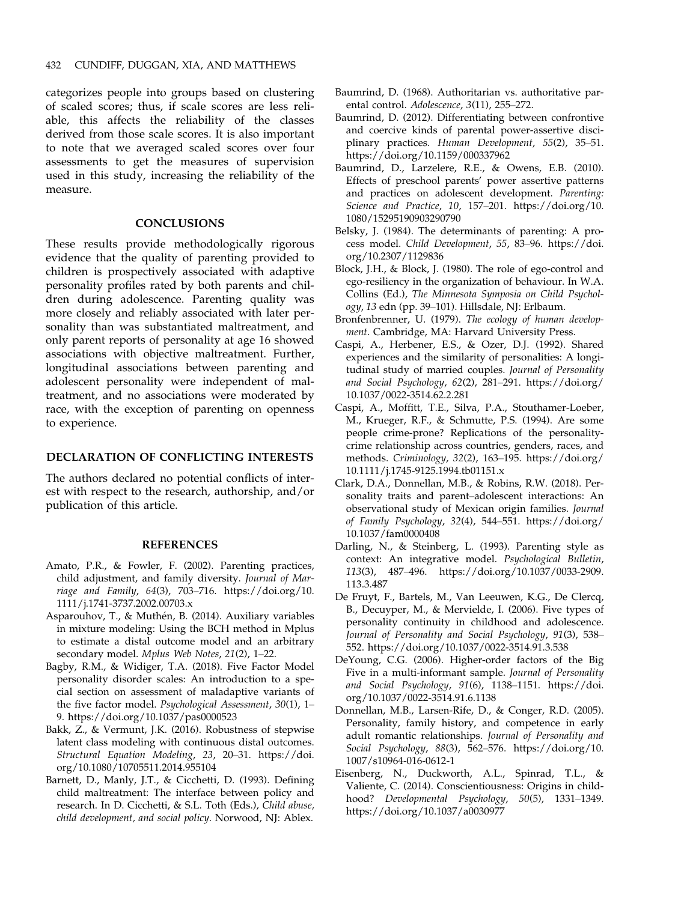categorizes people into groups based on clustering of scaled scores; thus, if scale scores are less reliable, this affects the reliability of the classes derived from those scale scores. It is also important to note that we averaged scaled scores over four assessments to get the measures of supervision used in this study, increasing the reliability of the measure.

## CONCLUSIONS

These results provide methodologically rigorous evidence that the quality of parenting provided to children is prospectively associated with adaptive personality profiles rated by both parents and children during adolescence. Parenting quality was more closely and reliably associated with later personality than was substantiated maltreatment, and only parent reports of personality at age 16 showed associations with objective maltreatment. Further, longitudinal associations between parenting and adolescent personality were independent of maltreatment, and no associations were moderated by race, with the exception of parenting on openness to experience.

## DECLARATION OF CONFLICTING INTERESTS

The authors declared no potential conflicts of interest with respect to the research, authorship, and/or publication of this article.

## REFERENCES

Amato, P.R., & Fowler, F. (2002). Parenting practices, child adjustment, and family diversity. *Journal of Marriage and Family*, *64*(3), 703–716. https://doi.org/10.1111/j.1741-3737.2002.00703.x

Asparouhov, T., & Muthén, B. (2014). Auxiliary variables in mixture modeling: Using the BCH method in Mplus to estimate a distal outcome model and an arbitrary secondary model. *Mplus Web Notes*, *21*(2), 1–22.

Bagby, R.M., & Widiger, T.A. (2018). Five Factor Model personality disorder scales: An introduction to a special section on assessment of maladaptive variants of the five factor model. *Psychological Assessment*, *30*(1), 1–9. https://doi.org/10.1037/pas0000523

Bakk, Z., & Vermunt, J.K. (2016). Robustness of stepwise latent class modeling with continuous distal outcomes. *Structural Equation Modeling*, *23*, 20–31. https://doi.org/10.1080/10705511.2014.955104

Barnett, D., Manly, J.T., & Cicchetti, D. (1993). Defining child maltreatment: The interface between policy and research. In D. Cicchetti, & S.L. Toth (Eds.), *Child abuse, child development, and social policy*. Norwood, NJ: Ablex.

Baumrind, D. (1968). Authoritarian vs. authoritative parental control. *Adolescence*, *3*(11), 255–272.

Baumrind, D. (2012). Differentiating between confrontive and coercive kinds of parental power-assertive disciplinary practices. *Human Development*, *55*(2), 35–51. https://doi.org/10.1159/000337962

Baumrind, D., Larzelere, R.E., & Owens, E.B. (2010). Effects of preschool parents' power assertive patterns and practices on adolescent development. *Parenting: Science and Practice*, *10*, 157–201. https://doi.org/10.1080/15295190903290790

Belsky, J. (1984). The determinants of parenting: A process model. *Child Development*, *55*, 83–96. https://doi.org/10.2307/1129836

Block, J.H., & Block, J. (1980). The role of ego-control and ego-resiliency in the organization of behaviour. In W.A. Collins (Ed.), *The Minnesota Symposia on Child Psychology*, *13* edn (pp. 39–101). Hillsdale, NJ: Erlbaum.

Bronfenbrenner, U. (1979). *The ecology of human development*. Cambridge, MA: Harvard University Press.

Caspi, A., Herbener, E.S., & Ozer, D.J. (1992). Shared experiences and the similarity of personalities: A longitudinal study of married couples. *Journal of Personality and Social Psychology*, *62*(2), 281–291. https://doi.org/10.1037/0022-3514.62.2.281

Caspi, A., Moffitt, T.E., Silva, P.A., Stouthamer-Loeber, M., Krueger, R.F., & Schmutte, P.S. (1994). Are some people crime-prone? Replications of the personality-crime relationship across countries, genders, races, and methods. *Criminology*, *32*(2), 163–195. https://doi.org/10.1111/j.1745-9125.1994.tb01151.x

Clark, D.A., Donnellan, M.B., & Robins, R.W. (2018). Personality traits and parent–adolescent interactions: An observational study of Mexican origin families. *Journal of Family Psychology*, *32*(4), 544–551. https://doi.org/10.1037/fam0000408

Darling, N., & Steinberg, L. (1993). Parenting style as context: An integrative model. *Psychological Bulletin*, *113*(3), 487–496. https://doi.org/10.1037/0033-2909.113.3.487

De Fruyt, F., Bartels, M., Van Leeuwen, K.G., De Clercq, B., Decuyper, M., & Mervielde, I. (2006). Five types of personality continuity in childhood and adolescence. *Journal of Personality and Social Psychology*, *91*(3), 538–552. https://doi.org/10.1037/0022-3514.91.3.538

DeYoung, C.G. (2006). Higher-order factors of the Big Five in a multi-informant sample. *Journal of Personality and Social Psychology*, *91*(6), 1138–1151. https://doi.org/10.1037/0022-3514.91.6.1138

Donnellan, M.B., Larsen-Rife, D., & Conger, R.D. (2005). Personality, family history, and competence in early adult romantic relationships. *Journal of Personality and Social Psychology*, *88*(3), 562–576. https://doi.org/10.1007/s10964-016-0612-1

Eisenberg, N., Duckworth, A.L., Spinrad, T.L., & Valiente, C. (2014). Conscientiousness: Origins in childhood? *Developmental Psychology*, *50*(5), 1331–1349. https://doi.org/10.1037/a0030977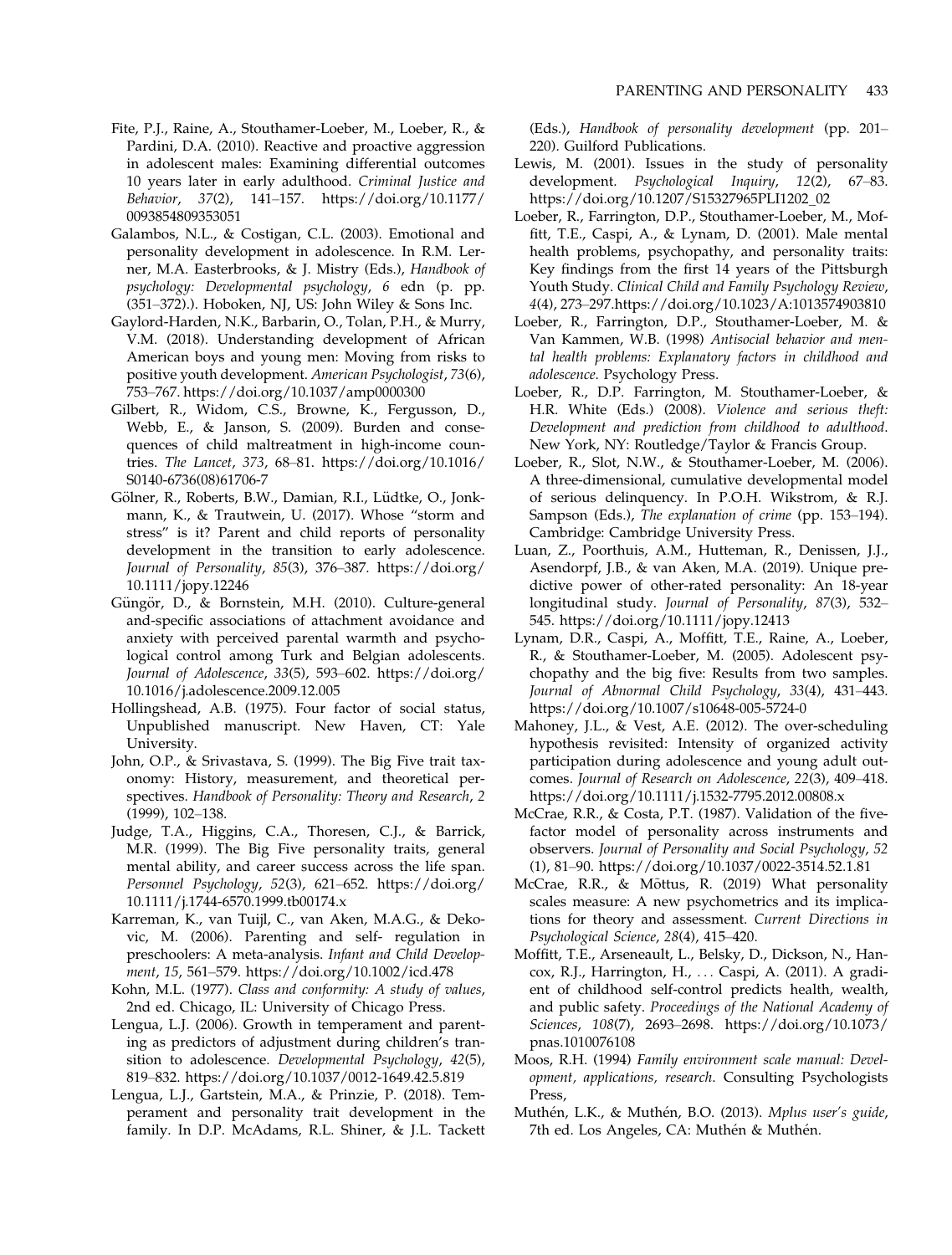Fite, P.J., Raine, A., Stouthamer-Loeber, M., Loeber, R., & Pardini, D.A. (2010). Reactive and proactive aggression in adolescent males: Examining differential outcomes 10 years later in early adulthood. *Criminal Justice and Behavior*, *37*(2), 141–157. https://doi.org/10.1177/0093854809353051

Galambos, N.L., & Costigan, C.L. (2003). Emotional and personality development in adolescence. In R.M. Lerner, M.A. Easterbrooks, & J. Mistry (Eds.), *Handbook of psychology: Developmental psychology*, *6* edn (p. pp. (351–372).). Hoboken, NJ, US: John Wiley & Sons Inc.

Gaylord-Harden, N.K., Barbarin, O., Tolan, P.H., & Murry, V.M. (2018). Understanding development of African American boys and young men: Moving from risks to positive youth development. *American Psychologist*, *73*(6), 753–767. https://doi.org/10.1037/amp0000300

Gilbert, R., Widom, C.S., Browne, K., Fergusson, D., Webb, E., & Janson, S. (2009). Burden and consequences of child maltreatment in high-income countries. *The Lancet*, *373*, 68–81. https://doi.org/10.1016/S0140-6736(08)61706-7

Gölner, R., Roberts, B.W., Damian, R.I., Lüdtke, O., Jonkmann, K., & Trautwein, U. (2017). Whose "storm and stress" is it? Parent and child reports of personality development in the transition to early adolescence. *Journal of Personality*, *85*(3), 376–387. https://doi.org/10.1111/jopy.12246

Güngör, D., & Bornstein, M.H. (2010). Culture-general and-specific associations of attachment avoidance and anxiety with perceived parental warmth and psychological control among Turk and Belgian adolescents. *Journal of Adolescence*, *33*(5), 593–602. https://doi.org/10.1016/j.adolescence.2009.12.005

Hollingshead, A.B. (1975). Four factor of social status, Unpublished manuscript. New Haven, CT: Yale University.

John, O.P., & Srivastava, S. (1999). The Big Five trait taxonomy: History, measurement, and theoretical perspectives. *Handbook of Personality: Theory and Research*, *2* (1999), 102–138.

Judge, T.A., Higgins, C.A., Thoresen, C.J., & Barrick, M.R. (1999). The Big Five personality traits, general mental ability, and career success across the life span. *Personnel Psychology*, *52*(3), 621–652. https://doi.org/10.1111/j.1744-6570.1999.tb00174.x

Karreman, K., van Tuijl, C., van Aken, M.A.G., & Dekovic, M. (2006). Parenting and self- regulation in preschoolers: A meta-analysis. *Infant and Child Development*, *15*, 561–579. https://doi.org/10.1002/icd.478

Kohn, M.L. (1977). *Class and conformity: A study of values*, 2nd ed. Chicago, IL: University of Chicago Press.

Lengua, L.J. (2006). Growth in temperament and parenting as predictors of adjustment during children's transition to adolescence. *Developmental Psychology*, *42*(5), 819–832. https://doi.org/10.1037/0012-1649.42.5.819

Lengua, L.J., Gartstein, M.A., & Prinzie, P. (2018). Temperament and personality trait development in the family. In D.P. McAdams, R.L. Shiner, & J.L. Tackett (Eds.), *Handbook of personality development* (pp. 201–220). Guilford Publications.

Lewis, M. (2001). Issues in the study of personality development. *Psychological Inquiry*, *12*(2), 67–83. https://doi.org/10.1207/S15327965PLI1202_02

Loeber, R., Farrington, D.P., Stouthamer-Loeber, M., Moffitt, T.E., Caspi, A., & Lynam, D. (2001). Male mental health problems, psychopathy, and personality traits: Key findings from the first 14 years of the Pittsburgh Youth Study. *Clinical Child and Family Psychology Review*, *4*(4), 273–297.https://doi.org/10.1023/A:1013574903810

Loeber, R., Farrington, D.P., Stouthamer-Loeber, M. & Van Kammen, W.B. (1998) *Antisocial behavior and mental health problems: Explanatory factors in childhood and adolescence*. Psychology Press.

Loeber, R., D.P. Farrington, M. Stouthamer-Loeber, & H.R. White (Eds.) (2008). *Violence and serious theft: Development and prediction from childhood to adulthood*. New York, NY: Routledge/Taylor & Francis Group.

Loeber, R., Slot, N.W., & Stouthamer-Loeber, M. (2006). A three-dimensional, cumulative developmental model of serious delinquency. In P.O.H. Wikstrom, & R.J. Sampson (Eds.), *The explanation of crime* (pp. 153–194). Cambridge: Cambridge University Press.

Luan, Z., Poorthuis, A.M., Hutteman, R., Denissen, J.J., Asendorpf, J.B., & van Aken, M.A. (2019). Unique predictive power of other-rated personality: An 18-year longitudinal study. *Journal of Personality*, *87*(3), 532–545. https://doi.org/10.1111/jopy.12413

Lynam, D.R., Caspi, A., Moffitt, T.E., Raine, A., Loeber, R., & Stouthamer-Loeber, M. (2005). Adolescent psychopathy and the big five: Results from two samples. *Journal of Abnormal Child Psychology*, *33*(4), 431–443. https://doi.org/10.1007/s10648-005-5724-0

Mahoney, J.L., & Vest, A.E. (2012). The over-scheduling hypothesis revisited: Intensity of organized activity participation during adolescence and young adult outcomes. *Journal of Research on Adolescence*, *22*(3), 409–418. https://doi.org/10.1111/j.1532-7795.2012.00808.x

McCrae, R.R., & Costa, P.T. (1987). Validation of the five-factor model of personality across instruments and observers. *Journal of Personality and Social Psychology*, *52* (1), 81–90. https://doi.org/10.1037/0022-3514.52.1.81

McCrae, R.R., & Mõttus, R. (2019) What personality scales measure: A new psychometrics and its implications for theory and assessment. *Current Directions in Psychological Science*, *28*(4), 415–420.

Moffitt, T.E., Arseneault, L., Belsky, D., Dickson, N., Hancox, R.J., Harrington, H., ... Caspi, A. (2011). A gradient of childhood self-control predicts health, wealth, and public safety. *Proceedings of the National Academy of Sciences*, *108*(7), 2693–2698. https://doi.org/10.1073/pnas.1010076108

Moos, R.H. (1994) *Family environment scale manual: Development, applications, research*. Consulting Psychologists Press,

Muthén, L.K., & Muthén, B.O. (2013). *Mplus user's guide*, 7th ed. Los Angeles, CA: Muthén & Muthén.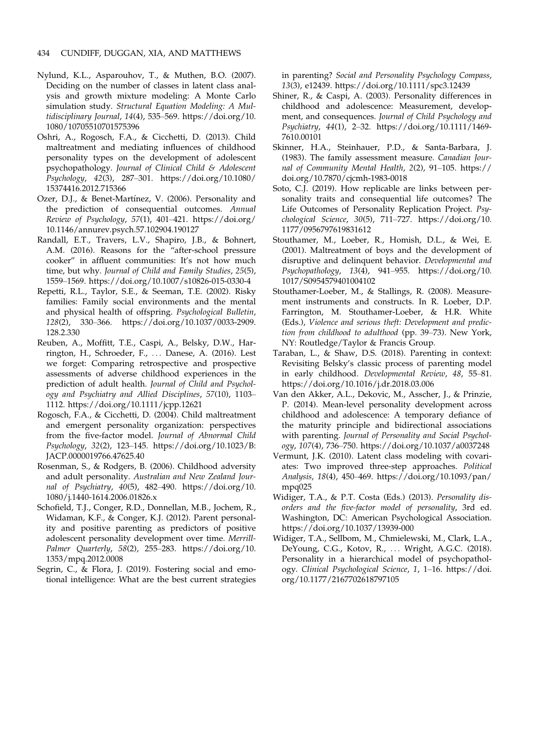Nylund, K.L., Asparouhov, T., & Muthen, B.O. (2007). Deciding on the number of classes in latent class analysis and growth mixture modeling: A Monte Carlo simulation study. *Structural Equation Modeling: A Multidisciplinary Journal*, *14*(4), 535–569. https://doi.org/10.1080/10705510701575396

Oshri, A., Rogosch, F.A., & Cicchetti, D. (2013). Child maltreatment and mediating influences of childhood personality types on the development of adolescent psychopathology. *Journal of Clinical Child & Adolescent Psychology*, *42*(3), 287–301. https://doi.org/10.1080/15374416.2012.715366

Ozer, D.J., & Benet-Martínez, V. (2006). Personality and the prediction of consequential outcomes. *Annual Review of Psychology*, *57*(1), 401–421. https://doi.org/10.1146/annurev.psych.57.102904.190127

Randall, E.T., Travers, L.V., Shapiro, J.B., & Bohnert, A.M. (2016). Reasons for the "after-school pressure cooker" in affluent communities: It's not how much time, but why. *Journal of Child and Family Studies*, *25*(5), 1559–1569. https://doi.org/10.1007/s10826-015-0330-4

Repetti, R.L., Taylor, S.E., & Seeman, T.E. (2002). Risky families: Family social environments and the mental and physical health of offspring. *Psychological Bulletin*, *128*(2), 330–366. https://doi.org/10.1037/0033-2909.128.2.330

Reuben, A., Moffitt, T.E., Caspi, A., Belsky, D.W., Harrington, H., Schroeder, F., ... Danese, A. (2016). Lest we forget: Comparing retrospective and prospective assessments of adverse childhood experiences in the prediction of adult health. *Journal of Child and Psychology and Psychiatry and Allied Disciplines*, *57*(10), 1103–1112. https://doi.org/10.1111/jcpp.12621

Rogosch, F.A., & Cicchetti, D. (2004). Child maltreatment and emergent personality organization: perspectives from the five-factor model. *Journal of Abnormal Child Psychology*, *32*(2), 123–145. https://doi.org/10.1023/B:JACP.0000019766.47625.40

Rosenman, S., & Rodgers, B. (2006). Childhood adversity and adult personality. *Australian and New Zealand Journal of Psychiatry*, *40*(5), 482–490. https://doi.org/10.1080/j.1440-1614.2006.01826.x

Schofield, T.J., Conger, R.D., Donnellan, M.B., Jochem, R., Widaman, K.F., & Conger, K.J. (2012). Parent personality and positive parenting as predictors of positive adolescent personality development over time. *Merrill-Palmer Quarterly*, *58*(2), 255–283. https://doi.org/10.1353/mpq.2012.0008

Segrin, C., & Flora, J. (2019). Fostering social and emotional intelligence: What are the best current strategies in parenting? *Social and Personality Psychology Compass*, *13*(3), e12439. https://doi.org/10.1111/spc3.12439

Shiner, R., & Caspi, A. (2003). Personality differences in childhood and adolescence: Measurement, development, and consequences. *Journal of Child Psychology and Psychiatry*, *44*(1), 2–32. https://doi.org/10.1111/1469-7610.00101

Skinner, H.A., Steinhauer, P.D., & Santa-Barbara, J. (1983). The family assessment measure. *Canadian Journal of Community Mental Health*, *2*(2), 91–105. https://doi.org/10.7870/cjcmh-1983-0018

Soto, C.J. (2019). How replicable are links between personality traits and consequential life outcomes? The Life Outcomes of Personality Replication Project. *Psychological Science*, *30*(5), 711–727. https://doi.org/10.1177/0956797619831612

Stouthamer, M., Loeber, R., Homish, D.L., & Wei, E. (2001). Maltreatment of boys and the development of disruptive and delinquent behavior. *Developmental and Psychopathology*, *13*(4), 941–955. https://doi.org/10.1017/S0954579401004102

Stouthamer-Loeber, M., & Stallings, R. (2008). Measurement instruments and constructs. In R. Loeber, D.P. Farrington, M. Stouthamer-Loeber, & H.R. White (Eds.), *Violence and serious theft: Development and prediction from childhood to adulthood* (pp. 39–73). New York, NY: Routledge/Taylor & Francis Group.

Taraban, L., & Shaw, D.S. (2018). Parenting in context: Revisiting Belsky's classic process of parenting model in early childhood. *Developmental Review*, *48*, 55–81. https://doi.org/10.1016/j.dr.2018.03.006

Van den Akker, A.L., Dekovic, M., Asscher, J., & Prinzie, P. (2014). Mean-level personality development across childhood and adolescence: A temporary defiance of the maturity principle and bidirectional associations with parenting. *Journal of Personality and Social Psychology*, *107*(4), 736–750. https://doi.org/10.1037/a0037248

Vermunt, J.K. (2010). Latent class modeling with covariates: Two improved three-step approaches. *Political Analysis*, *18*(4), 450–469. https://doi.org/10.1093/pan/mpq025

Widiger, T.A., & P.T. Costa (Eds.) (2013). *Personality disorders and the five-factor model of personality*, 3rd ed. Washington, DC: American Psychological Association. https://doi.org/10.1037/13939-000

Widiger, T.A., Sellbom, M., Chmielewski, M., Clark, L.A., DeYoung, C.G., Kotov, R., ... Wright, A.G.C. (2018). Personality in a hierarchical model of psychopathology. *Clinical Psychological Science*, *1*, 1–16. https://doi.org/10.1177/2167702618797105